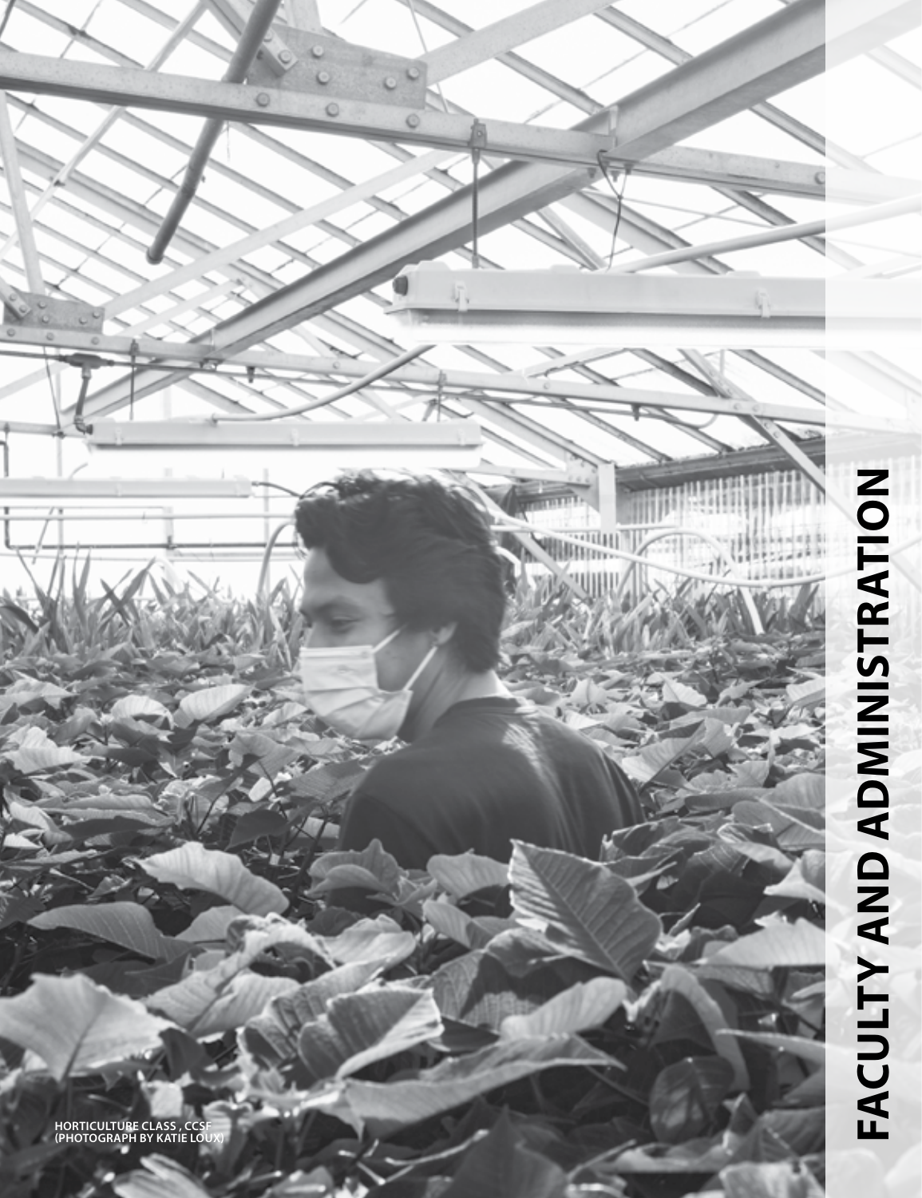# FACULTY AND ADMINISTRATION

HORTICULTURE CLASS, CCSF
(PHOTOGRAPH BY KATIE LOUX)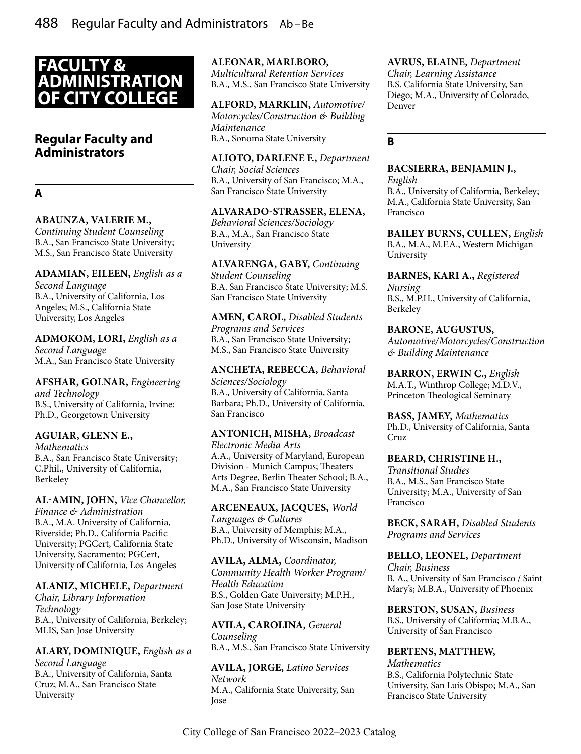# FACULTY & ADMINISTRATION OF CITY COLLEGE

## Regular Faculty and Administrators

### A

**ABAUNZA, VALERIE M.,** *Continuing Student Counseling*
B.A., San Francisco State University; M.S., San Francisco State University

**ADAMIAN, EILEEN,** *English as a Second Language*
B.A., University of California, Los Angeles; M.S., California State University, Los Angeles

**ADMOKOM, LORI,** *English as a Second Language*
M.A., San Francisco State University

**AFSHAR, GOLNAR,** *Engineering and Technology*
B.S., University of California, Irvine: Ph.D., Georgetown University

**AGUIAR, GLENN E.,** *Mathematics*
B.A., San Francisco State University; C.Phil., University of California, Berkeley

**AL-AMIN, JOHN,** *Vice Chancellor, Finance & Administration*
B.A., M.A. University of California, Riverside; Ph.D., California Pacific University; PGCert, California State University, Sacramento; PGCert, University of California, Los Angeles

**ALANIZ, MICHELE,** *Department Chair, Library Information Technology*
B.A., University of California, Berkeley; MLIS, San Jose University

**ALARY, DOMINIQUE,** *English as a Second Language*
B.A., University of California, Santa Cruz; M.A., San Francisco State University

**ALEONAR, MARLBORO,** *Multicultural Retention Services*
B.A., M.S., San Francisco State University

**ALFORD, MARKLIN,** *Automotive/Motorcycles/Construction & Building Maintenance*
B.A., Sonoma State University

**ALIOTO, DARLENE F.,** *Department Chair, Social Sciences*
B.A., University of San Francisco; M.A., San Francisco State University

**ALVARADO-STRASSER, ELENA,** *Behavioral Sciences/Sociology*
B.A., M.A., San Francisco State University

**ALVARENGA, GABY,** *Continuing Student Counseling*
B.A. San Francisco State University; M.S. San Francisco State University

**AMEN, CAROL,** *Disabled Students Programs and Services*
B.A., San Francisco State University; M.S., San Francisco State University

**ANCHETA, REBECCA,** *Behavioral Sciences/Sociology*
B.A., University of California, Santa Barbara; Ph.D., University of California, San Francisco

**ANTONICH, MISHA,** *Broadcast Electronic Media Arts*
A.A., University of Maryland, European Division - Munich Campus; Theaters Arts Degree, Berlin Theater School; B.A., M.A., San Francisco State University

**ARCENEAUX, JACQUES,** *World Languages & Cultures*
B.A., University of Memphis; M.A., Ph.D., University of Wisconsin, Madison

**AVILA, ALMA,** *Coordinator, Community Health Worker Program/ Health Education*
B.S., Golden Gate University; M.P.H., San Jose State University

**AVILA, CAROLINA,** *General Counseling*
B.A., M.S., San Francisco State University

**AVILA, JORGE,** *Latino Services Network*
M.A., California State University, San Jose

**AVRUS, ELAINE,** *Department Chair, Learning Assistance*
B.S. California State University, San Diego; M.A., University of Colorado, Denver

### B

**BACSIERRA, BENJAMIN J.,** *English*
B.A., University of California, Berkeley; M.A., California State University, San Francisco

**BAILEY BURNS, CULLEN,** *English*
B.A., M.A., M.F.A., Western Michigan University

**BARNES, KARI A.,** *Registered Nursing*
B.S., M.P.H., University of California, Berkeley

**BARONE, AUGUSTUS,** *Automotive/Motorcycles/Construction & Building Maintenance*

**BARRON, ERWIN C.,** *English*
M.A.T., Winthrop College; M.D.V., Princeton Theological Seminary

**BASS, JAMEY,** *Mathematics*
Ph.D., University of California, Santa Cruz

**BEARD, CHRISTINE H.,** *Transitional Studies*
B.A., M.S., San Francisco State University; M.A., University of San Francisco

**BECK, SARAH,** *Disabled Students Programs and Services*

**BELLO, LEONEL,** *Department Chair, Business*
B. A., University of San Francisco / Saint Mary's; M.B.A., University of Phoenix

**BERSTON, SUSAN,** *Business*
B.S., University of California; M.B.A., University of San Francisco

**BERTENS, MATTHEW,** *Mathematics*
B.S., California Polytechnic State University, San Luis Obispo; M.A., San Francisco State University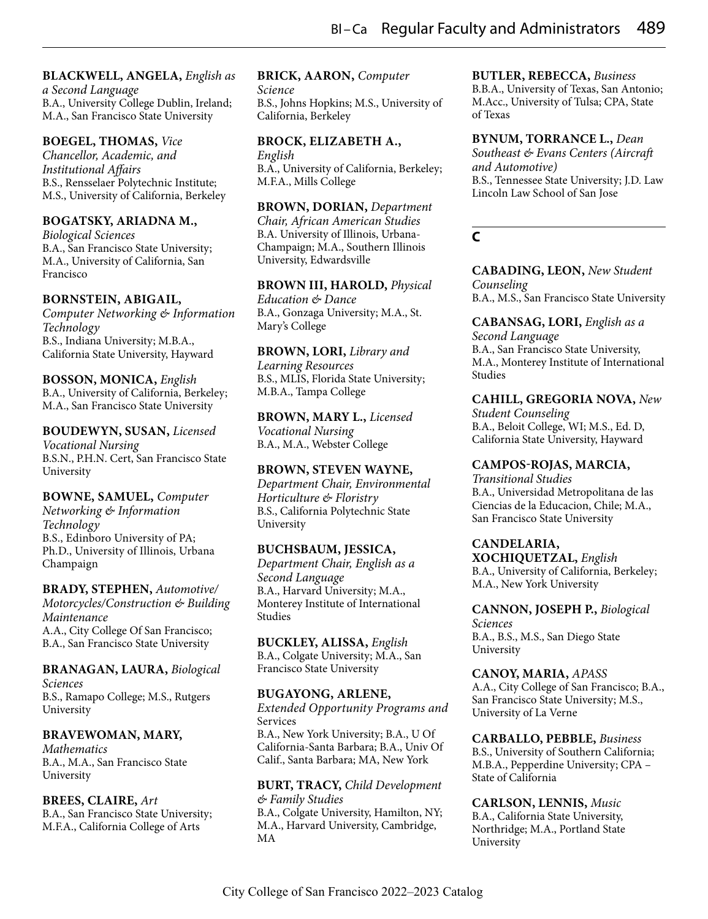**BLACKWELL, ANGELA,** *English as a Second Language*
B.A., University College Dublin, Ireland; M.A., San Francisco State University

**BOEGEL, THOMAS,** *Vice Chancellor, Academic, and Institutional Affairs*
B.S., Rensselaer Polytechnic Institute; M.S., University of California, Berkeley

**BOGATSKY, ARIADNA M.,** *Biological Sciences*
B.A., San Francisco State University; M.A., University of California, San Francisco

**BORNSTEIN, ABIGAIL,** *Computer Networking & Information Technology*
B.S., Indiana University; M.B.A., California State University, Hayward

**BOSSON, MONICA,** *English*
B.A., University of California, Berkeley; M.A., San Francisco State University

**BOUDEWYN, SUSAN,** *Licensed Vocational Nursing*
B.S.N., P.H.N. Cert, San Francisco State University

**BOWNE, SAMUEL,** *Computer Networking & Information Technology*
B.S., Edinboro University of PA; Ph.D., University of Illinois, Urbana Champaign

**BRADY, STEPHEN,** *Automotive/Motorcycles/Construction & Building Maintenance*
A.A., City College Of San Francisco; B.A., San Francisco State University

**BRANAGAN, LAURA,** *Biological Sciences*
B.S., Ramapo College; M.S., Rutgers University

**BRAVEWOMAN, MARY,** *Mathematics*
B.A., M.A., San Francisco State University

**BREES, CLAIRE,** *Art*
B.A., San Francisco State University; M.F.A., California College of Arts

**BRICK, AARON,** *Computer Science*
B.S., Johns Hopkins; M.S., University of California, Berkeley

**BROCK, ELIZABETH A.,** *English*
B.A., University of California, Berkeley; M.F.A., Mills College

**BROWN, DORIAN,** *Department Chair, African American Studies*
B.A. University of Illinois, Urbana-Champaign; M.A., Southern Illinois University, Edwardsville

**BROWN III, HAROLD,** *Physical Education & Dance*
B.A., Gonzaga University; M.A., St. Mary's College

**BROWN, LORI,** *Library and Learning Resources*
B.S., MLIS, Florida State University; M.B.A., Tampa College

**BROWN, MARY L.,** *Licensed Vocational Nursing*
B.A., M.A., Webster College

**BROWN, STEVEN WAYNE,** *Department Chair, Environmental Horticulture & Floristry*
B.S., California Polytechnic State University

**BUCHSBAUM, JESSICA,** *Department Chair, English as a Second Language*
B.A., Harvard University; M.A., Monterey Institute of International Studies

**BUCKLEY, ALISSA,** *English*
B.A., Colgate University; M.A., San Francisco State University

**BUGAYONG, ARLENE,** *Extended Opportunity Programs and* Services
B.A., New York University; B.A., U Of California-Santa Barbara; B.A., Univ Of Calif., Santa Barbara; MA, New York

**BURT, TRACY,** *Child Development & Family Studies*
B.A., Colgate University, Hamilton, NY; M.A., Harvard University, Cambridge, MA

**BUTLER, REBECCA,** *Business*
B.B.A., University of Texas, San Antonio; M.Acc., University of Tulsa; CPA, State of Texas

**BYNUM, TORRANCE L.,** *Dean Southeast & Evans Centers (Aircraft and Automotive)*
B.S., Tennessee State University; J.D. Law Lincoln Law School of San Jose

## C

**CABADING, LEON,** *New Student Counseling*
B.A., M.S., San Francisco State University

**CABANSAG, LORI,** *English as a Second Language*
B.A., San Francisco State University, M.A., Monterey Institute of International Studies

**CAHILL, GREGORIA NOVA,** *New Student Counseling*
B.A., Beloit College, WI; M.S., Ed. D, California State University, Hayward

**CAMPOS-ROJAS, MARCIA,** *Transitional Studies*
B.A., Universidad Metropolitana de las Ciencias de la Educacion, Chile; M.A., San Francisco State University

**CANDELARIA, XOCHIQUETZAL,** *English*
B.A., University of California, Berkeley; M.A., New York University

**CANNON, JOSEPH P.,** *Biological Sciences*
B.A., B.S., M.S., San Diego State University

**CANOY, MARIA,** *APASS*
A.A., City College of San Francisco; B.A., San Francisco State University; M.S., University of La Verne

**CARBALLO, PEBBLE,** *Business*
B.S., University of Southern California; M.B.A., Pepperdine University; CPA – State of California

**CARLSON, LENNIS,** *Music*
B.A., California State University, Northridge; M.A., Portland State University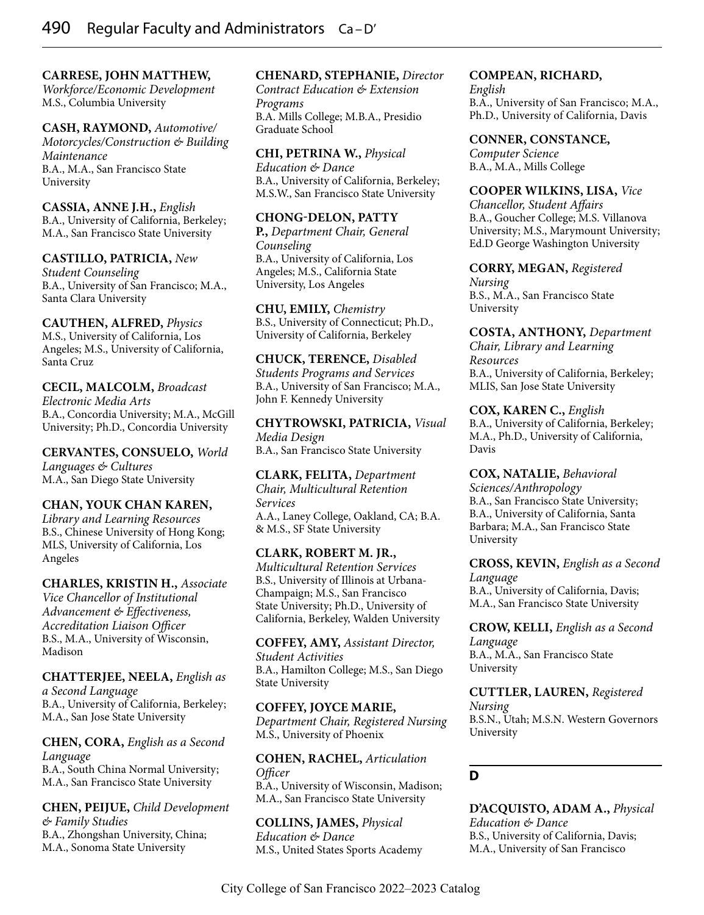**CARRESE, JOHN MATTHEW,** *Workforce/Economic Development*
M.S., Columbia University

**CASH, RAYMOND,** *Automotive/Motorcycles/Construction & Building Maintenance*
B.A., M.A., San Francisco State University

**CASSIA, ANNE J.H.,** *English*
B.A., University of California, Berkeley; M.A., San Francisco State University

**CASTILLO, PATRICIA,** *New Student Counseling*
B.A., University of San Francisco; M.A., Santa Clara University

**CAUTHEN, ALFRED,** *Physics*
M.S., University of California, Los Angeles; M.S., University of California, Santa Cruz

**CECIL, MALCOLM,** *Broadcast Electronic Media Arts*
B.A., Concordia University; M.A., McGill University; Ph.D., Concordia University

**CERVANTES, CONSUELO,** *World Languages & Cultures*
M.A., San Diego State University

**CHAN, YOUK CHAN KAREN,** *Library and Learning Resources*
B.S., Chinese University of Hong Kong; MLS, University of California, Los Angeles

**CHARLES, KRISTIN H.,** *Associate Vice Chancellor of Institutional Advancement & Effectiveness, Accreditation Liaison Officer*
B.S., M.A., University of Wisconsin, Madison

**CHATTERJEE, NEELA,** *English as a Second Language*
B.A., University of California, Berkeley; M.A., San Jose State University

**CHEN, CORA,** *English as a Second Language*
B.A., South China Normal University; M.A., San Francisco State University

**CHEN, PEIJUE,** *Child Development & Family Studies*
B.A., Zhongshan University, China; M.A., Sonoma State University

**CHENARD, STEPHANIE,** *Director Contract Education & Extension Programs*
B.A. Mills College; M.B.A., Presidio Graduate School

**CHI, PETRINA W.,** *Physical Education & Dance*
B.A., University of California, Berkeley; M.S.W., San Francisco State University

**CHONG-DELON, PATTY P.,** *Department Chair, General Counseling*
B.A., University of California, Los Angeles; M.S., California State University, Los Angeles

**CHU, EMILY,** *Chemistry*
B.S., University of Connecticut; Ph.D., University of California, Berkeley

**CHUCK, TERENCE,** *Disabled Students Programs and Services*
B.A., University of San Francisco; M.A., John F. Kennedy University

**CHYTROWSKI, PATRICIA,** *Visual Media Design*
B.A., San Francisco State University

**CLARK, FELITA,** *Department Chair, Multicultural Retention Services*
A.A., Laney College, Oakland, CA; B.A. & M.S., SF State University

**CLARK, ROBERT M. JR.,** *Multicultural Retention Services*
B.S., University of Illinois at Urbana-Champaign; M.S., San Francisco State University; Ph.D., University of California, Berkeley, Walden University

**COFFEY, AMY,** *Assistant Director, Student Activities*
B.A., Hamilton College; M.S., San Diego State University

**COFFEY, JOYCE MARIE,** *Department Chair, Registered Nursing*
M.S., University of Phoenix

**COHEN, RACHEL,** *Articulation Officer*
B.A., University of Wisconsin, Madison; M.A., San Francisco State University

**COLLINS, JAMES,** *Physical Education & Dance*
M.S., United States Sports Academy

**COMPEAN, RICHARD,** *English*
B.A., University of San Francisco; M.A., Ph.D., University of California, Davis

**CONNER, CONSTANCE,** *Computer Science*
B.A., M.A., Mills College

**COOPER WILKINS, LISA,** *Vice Chancellor, Student Affairs*
B.A., Goucher College; M.S. Villanova University; M.S., Marymount University; Ed.D George Washington University

**CORRY, MEGAN,** *Registered Nursing*
B.S., M.A., San Francisco State University

**COSTA, ANTHONY,** *Department Chair, Library and Learning Resources*
B.A., University of California, Berkeley; MLIS, San Jose State University

**COX, KAREN C.,** *English*
B.A., University of California, Berkeley; M.A., Ph.D., University of California, Davis

**COX, NATALIE,** *Behavioral Sciences/Anthropology*
B.A., San Francisco State University; B.A., University of California, Santa Barbara; M.A., San Francisco State University

**CROSS, KEVIN,** *English as a Second Language*
B.A., University of California, Davis; M.A., San Francisco State University

**CROW, KELLI,** *English as a Second Language*
B.A., M.A., San Francisco State University

**CUTTLER, LAUREN,** *Registered Nursing*
B.S.N., Utah; M.S.N. Western Governors University

## D

**D'ACQUISTO, ADAM A.,** *Physical Education & Dance*
B.S., University of California, Davis; M.A., University of San Francisco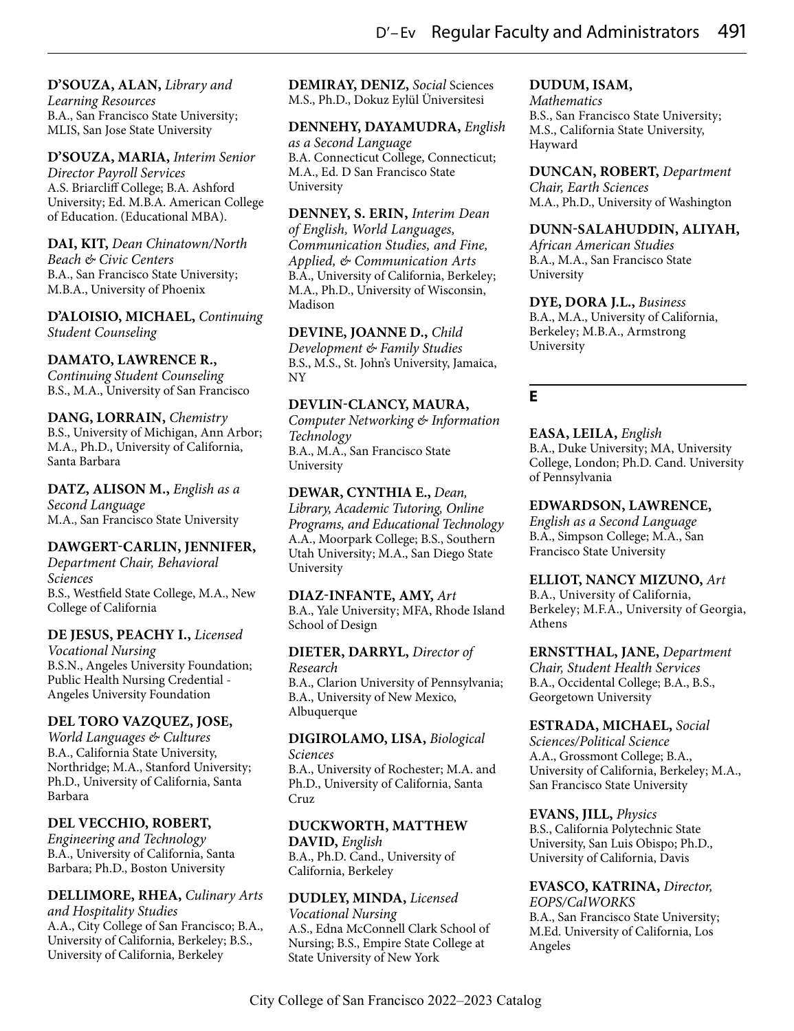**D'SOUZA, ALAN,** *Library and Learning Resources*
B.A., San Francisco State University; MLIS, San Jose State University

**D'SOUZA, MARIA,** *Interim Senior Director Payroll Services*
A.S. Briarcliff College; B.A. Ashford University; Ed. M.B.A. American College of Education. (Educational MBA).

**DAI, KIT,** *Dean Chinatown/North Beach & Civic Centers*
B.A., San Francisco State University; M.B.A., University of Phoenix

**D'ALOISIO, MICHAEL,** *Continuing Student Counseling*

**DAMATO, LAWRENCE R.,** *Continuing Student Counseling*
B.S., M.A., University of San Francisco

**DANG, LORRAIN,** *Chemistry*
B.S., University of Michigan, Ann Arbor; M.A., Ph.D., University of California, Santa Barbara

**DATZ, ALISON M.,** *English as a Second Language*
M.A., San Francisco State University

**DAWGERT-CARLIN, JENNIFER,** *Department Chair, Behavioral Sciences*
B.S., Westfield State College, M.A., New College of California

**DE JESUS, PEACHY I.,** *Licensed Vocational Nursing*
B.S.N., Angeles University Foundation; Public Health Nursing Credential - Angeles University Foundation

**DEL TORO VAZQUEZ, JOSE,** *World Languages & Cultures*
B.A., California State University, Northridge; M.A., Stanford University; Ph.D., University of California, Santa Barbara

**DEL VECCHIO, ROBERT,** *Engineering and Technology*
B.A., University of California, Santa Barbara; Ph.D., Boston University

**DELLIMORE, RHEA,** *Culinary Arts and Hospitality Studies*
A.A., City College of San Francisco; B.A., University of California, Berkeley; B.S., University of California, Berkeley

**DEMIRAY, DENIZ,** *Social* Sciences
M.S., Ph.D., Dokuz Eylül Üniversitesi

**DENNEHY, DAYAMUDRA,** *English as a Second Language*
B.A. Connecticut College, Connecticut; M.A., Ed. D San Francisco State University

**DENNEY, S. ERIN,** *Interim Dean of English, World Languages, Communication Studies, and Fine, Applied, & Communication Arts*
B.A., University of California, Berkeley; M.A., Ph.D., University of Wisconsin, Madison

**DEVINE, JOANNE D.,** *Child Development & Family Studies*
B.S., M.S., St. John's University, Jamaica, NY

**DEVLIN-CLANCY, MAURA,** *Computer Networking & Information Technology*
B.A., M.A., San Francisco State University

**DEWAR, CYNTHIA E.,** *Dean, Library, Academic Tutoring, Online Programs, and Educational Technology*
A.A., Moorpark College; B.S., Southern Utah University; M.A., San Diego State University

**DIAZ-INFANTE, AMY,** *Art*
B.A., Yale University; MFA, Rhode Island School of Design

**DIETER, DARRYL,** *Director of Research*
B.A., Clarion University of Pennsylvania; B.A., University of New Mexico, Albuquerque

**DIGIROLAMO, LISA,** *Biological Sciences*
B.A., University of Rochester; M.A. and Ph.D., University of California, Santa Cruz

**DUCKWORTH, MATTHEW DAVID,** *English*
B.A., Ph.D. Cand., University of California, Berkeley

**DUDLEY, MINDA,** *Licensed Vocational Nursing*
A.S., Edna McConnell Clark School of Nursing; B.S., Empire State College at State University of New York

**DUDUM, ISAM,** *Mathematics*
B.S., San Francisco State University; M.S., California State University, Hayward

**DUNCAN, ROBERT,** *Department Chair, Earth Sciences*
M.A., Ph.D., University of Washington

**DUNN-SALAHUDDIN, ALIYAH,** *African American Studies*
B.A., M.A., San Francisco State University

**DYE, DORA J.L.,** *Business*
B.A., M.A., University of California, Berkeley; M.B.A., Armstrong University

## E

**EASA, LEILA,** *English*
B.A., Duke University; MA, University College, London; Ph.D. Cand. University of Pennsylvania

**EDWARDSON, LAWRENCE,** *English as a Second Language*
B.A., Simpson College; M.A., San Francisco State University

**ELLIOT, NANCY MIZUNO,** *Art*
B.A., University of California, Berkeley; M.F.A., University of Georgia, Athens

**ERNSTTHAL, JANE,** *Department Chair, Student Health Services*
B.A., Occidental College; B.A., B.S., Georgetown University

**ESTRADA, MICHAEL,** *Social Sciences/Political Science*
A.A., Grossmont College; B.A., University of California, Berkeley; M.A., San Francisco State University

**EVANS, JILL,** *Physics*
B.S., California Polytechnic State University, San Luis Obispo; Ph.D., University of California, Davis

**EVASCO, KATRINA,** *Director, EOPS/CalWORKS*
B.A., San Francisco State University; M.Ed. University of California, Los Angeles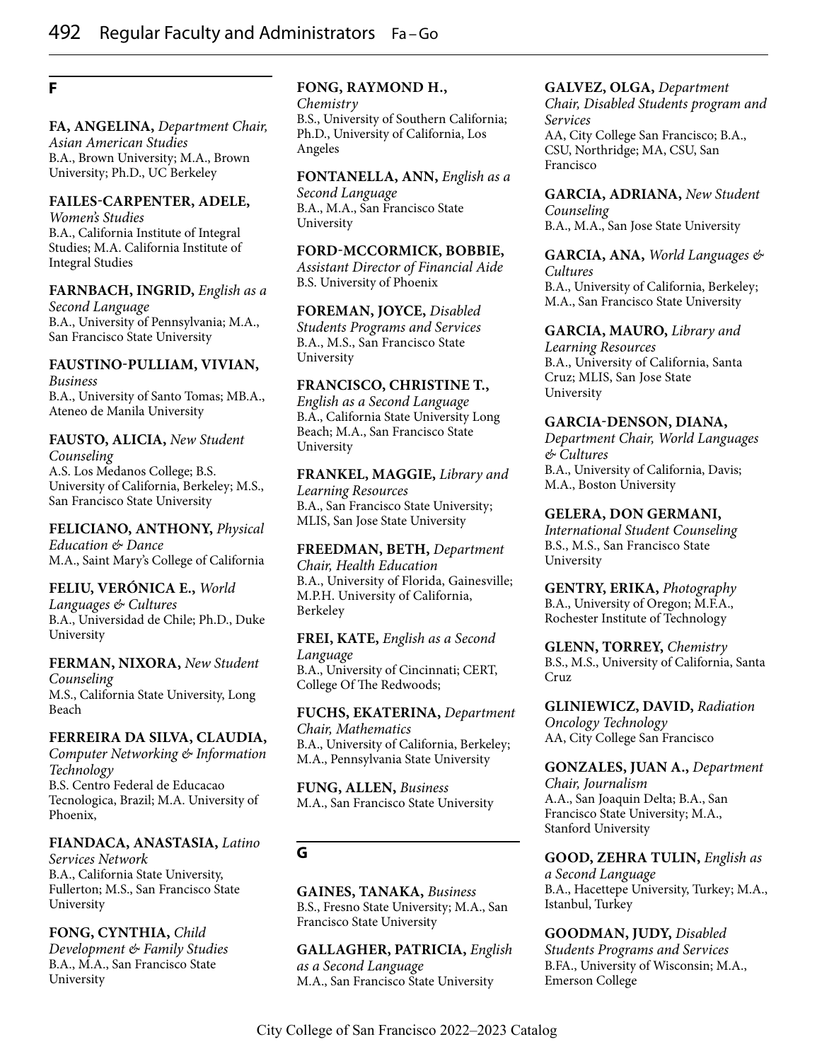## F

**FA, ANGELINA,** *Department Chair, Asian American Studies*
B.A., Brown University; M.A., Brown University; Ph.D., UC Berkeley

**FAILES-CARPENTER, ADELE,** *Women's Studies*
B.A., California Institute of Integral Studies; M.A. California Institute of Integral Studies

**FARNBACH, INGRID,** *English as a Second Language*
B.A., University of Pennsylvania; M.A., San Francisco State University

**FAUSTINO-PULLIAM, VIVIAN,** *Business*
B.A., University of Santo Tomas; MB.A., Ateneo de Manila University

**FAUSTO, ALICIA,** *New Student Counseling*
A.S. Los Medanos College; B.S. University of California, Berkeley; M.S., San Francisco State University

**FELICIANO, ANTHONY,** *Physical Education & Dance*
M.A., Saint Mary's College of California

**FELIU, VERÓNICA E.,** *World Languages & Cultures*
B.A., Universidad de Chile; Ph.D., Duke University

**FERMAN, NIXORA,** *New Student Counseling*
M.S., California State University, Long Beach

**FERREIRA DA SILVA, CLAUDIA,** *Computer Networking & Information Technology*
B.S. Centro Federal de Educacao Tecnologica, Brazil; M.A. University of Phoenix,

**FIANDACA, ANASTASIA,** *Latino Services Network*
B.A., California State University, Fullerton; M.S., San Francisco State University

**FONG, CYNTHIA,** *Child Development & Family Studies*
B.A., M.A., San Francisco State University

**FONG, RAYMOND H.,** *Chemistry*
B.S., University of Southern California; Ph.D., University of California, Los Angeles

**FONTANELLA, ANN,** *English as a Second Language*
B.A., M.A., San Francisco State University

**FORD-MCCORMICK, BOBBIE,** *Assistant Director of Financial Aide*
B.S. University of Phoenix

**FOREMAN, JOYCE,** *Disabled Students Programs and Services*
B.A., M.S., San Francisco State University

**FRANCISCO, CHRISTINE T.,** *English as a Second Language*
B.A., California State University Long Beach; M.A., San Francisco State University

**FRANKEL, MAGGIE,** *Library and Learning Resources*
B.A., San Francisco State University; MLIS, San Jose State University

**FREEDMAN, BETH,** *Department Chair, Health Education*
B.A., University of Florida, Gainesville; M.P.H. University of California, Berkeley

**FREI, KATE,** *English as a Second Language*
B.A., University of Cincinnati; CERT, College Of The Redwoods;

**FUCHS, EKATERINA,** *Department Chair, Mathematics*
B.A., University of California, Berkeley; M.A., Pennsylvania State University

**FUNG, ALLEN,** *Business*
M.A., San Francisco State University

## G

**GAINES, TANAKA,** *Business*
B.S., Fresno State University; M.A., San Francisco State University

**GALLAGHER, PATRICIA,** *English as a Second Language*
M.A., San Francisco State University

**GALVEZ, OLGA,** *Department Chair, Disabled Students program and Services*
AA, City College San Francisco; B.A., CSU, Northridge; MA, CSU, San Francisco

**GARCIA, ADRIANA,** *New Student Counseling*
B.A., M.A., San Jose State University

**GARCIA, ANA,** *World Languages & Cultures*
B.A., University of California, Berkeley; M.A., San Francisco State University

**GARCIA, MAURO,** *Library and Learning Resources*
B.A., University of California, Santa Cruz; MLIS, San Jose State University

**GARCIA-DENSON, DIANA,** *Department Chair, World Languages & Cultures*
B.A., University of California, Davis; M.A., Boston University

**GELERA, DON GERMANI,** *International Student Counseling*
B.S., M.S., San Francisco State University

**GENTRY, ERIKA,** *Photography*
B.A., University of Oregon; M.F.A., Rochester Institute of Technology

**GLENN, TORREY,** *Chemistry*
B.S., M.S., University of California, Santa Cruz

**GLINIEWICZ, DAVID,** *Radiation Oncology Technology*
AA, City College San Francisco

**GONZALES, JUAN A.,** *Department Chair, Journalism*
A.A., San Joaquin Delta; B.A., San Francisco State University; M.A., Stanford University

**GOOD, ZEHRA TULIN,** *English as a Second Language*
B.A., Hacettepe University, Turkey; M.A., Istanbul, Turkey

**GOODMAN, JUDY,** *Disabled Students Programs and Services*
B.FA., University of Wisconsin; M.A., Emerson College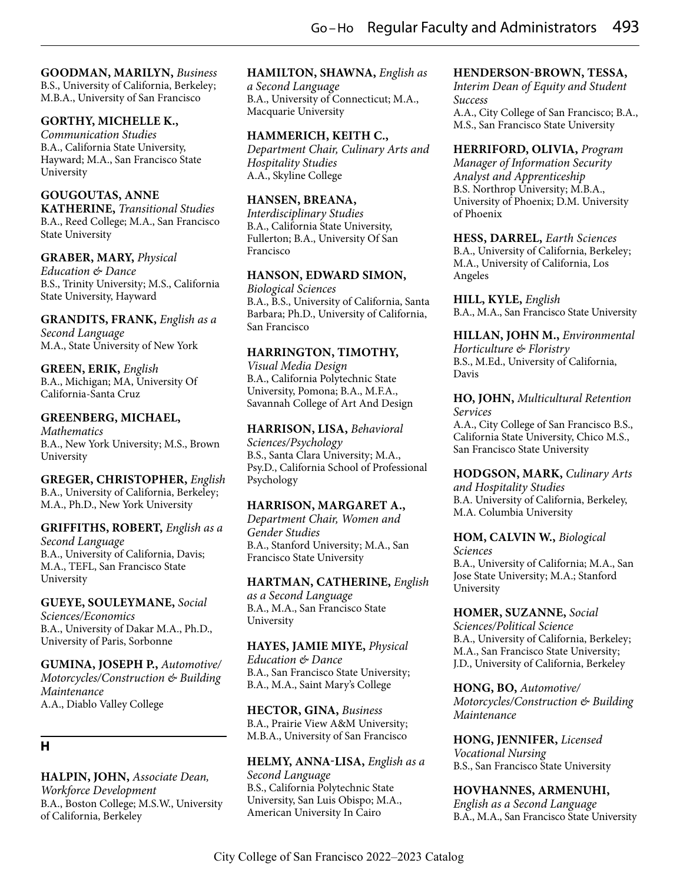**GOODMAN, MARILYN,** *Business*
B.S., University of California, Berkeley; M.B.A., University of San Francisco

**GORTHY, MICHELLE K.,** *Communication Studies*
B.A., California State University, Hayward; M.A., San Francisco State University

**GOUGOUTAS, ANNE KATHERINE,** *Transitional Studies*
B.A., Reed College; M.A., San Francisco State University

**GRABER, MARY,** *Physical Education & Dance*
B.S., Trinity University; M.S., California State University, Hayward

**GRANDITS, FRANK,** *English as a Second Language*
M.A., State University of New York

**GREEN, ERIK,** *English*
B.A., Michigan; MA, University Of California-Santa Cruz

**GREENBERG, MICHAEL,** *Mathematics*
B.A., New York University; M.S., Brown University

**GREGER, CHRISTOPHER,** *English*
B.A., University of California, Berkeley; M.A., Ph.D., New York University

**GRIFFITHS, ROBERT,** *English as a Second Language*
B.A., University of California, Davis; M.A., TEFL, San Francisco State University

**GUEYE, SOULEYMANE,** *Social Sciences/Economics*
B.A., University of Dakar M.A., Ph.D., University of Paris, Sorbonne

**GUMINA, JOSEPH P.,** *Automotive/ Motorcycles/Construction & Building Maintenance*
A.A., Diablo Valley College

## H

**HALPIN, JOHN,** *Associate Dean, Workforce Development*
B.A., Boston College; M.S.W., University of California, Berkeley

**HAMILTON, SHAWNA,** *English as a Second Language*
B.A., University of Connecticut; M.A., Macquarie University

**HAMMERICH, KEITH C.,** *Department Chair, Culinary Arts and Hospitality Studies*
A.A., Skyline College

**HANSEN, BREANA,** *Interdisciplinary Studies*
B.A., California State University, Fullerton; B.A., University Of San Francisco

**HANSON, EDWARD SIMON,** *Biological Sciences*
B.A., B.S., University of California, Santa Barbara; Ph.D., University of California, San Francisco

**HARRINGTON, TIMOTHY,** *Visual Media Design*
B.A., California Polytechnic State University, Pomona; B.A., M.F.A., Savannah College of Art And Design

**HARRISON, LISA,** *Behavioral Sciences/Psychology*
B.S., Santa Clara University; M.A., Psy.D., California School of Professional Psychology

**HARRISON, MARGARET A.,** *Department Chair, Women and Gender Studies*
B.A., Stanford University; M.A., San Francisco State University

**HARTMAN, CATHERINE,** *English as a Second Language*
B.A., M.A., San Francisco State University

**HAYES, JAMIE MIYE,** *Physical Education & Dance*
B.A., San Francisco State University; B.A., M.A., Saint Mary's College

**HECTOR, GINA,** *Business*
B.A., Prairie View A&M University; M.B.A., University of San Francisco

**HELMY, ANNA-LISA,** *English as a Second Language*
B.S., California Polytechnic State University, San Luis Obispo; M.A., American University In Cairo

**HENDERSON-BROWN, TESSA,** *Interim Dean of Equity and Student Success*
A.A., City College of San Francisco; B.A., M.S., San Francisco State University

**HERRIFORD, OLIVIA,** *Program Manager of Information Security Analyst and Apprenticeship*
B.S. Northrop University; M.B.A., University of Phoenix; D.M. University of Phoenix

**HESS, DARREL,** *Earth Sciences*
B.A., University of California, Berkeley; M.A., University of California, Los Angeles

**HILL, KYLE,** *English*
B.A., M.A., San Francisco State University

**HILLAN, JOHN M.,** *Environmental Horticulture & Floristry*
B.S., M.Ed., University of California, Davis

**HO, JOHN,** *Multicultural Retention Services*
A.A., City College of San Francisco B.S., California State University, Chico M.S., San Francisco State University

**HODGSON, MARK,** *Culinary Arts and Hospitality Studies*
B.A. University of California, Berkeley, M.A. Columbia University

**HOM, CALVIN W.,** *Biological Sciences*
B.A., University of California; M.A., San Jose State University; M.A.; Stanford University

**HOMER, SUZANNE,** *Social Sciences/Political Science*
B.A., University of California, Berkeley; M.A., San Francisco State University; J.D., University of California, Berkeley

**HONG, BO,** *Automotive/ Motorcycles/Construction & Building Maintenance*

**HONG, JENNIFER,** *Licensed Vocational Nursing*
B.S., San Francisco State University

**HOVHANNES, ARMENUHI,** *English as a Second Language*
B.A., M.A., San Francisco State University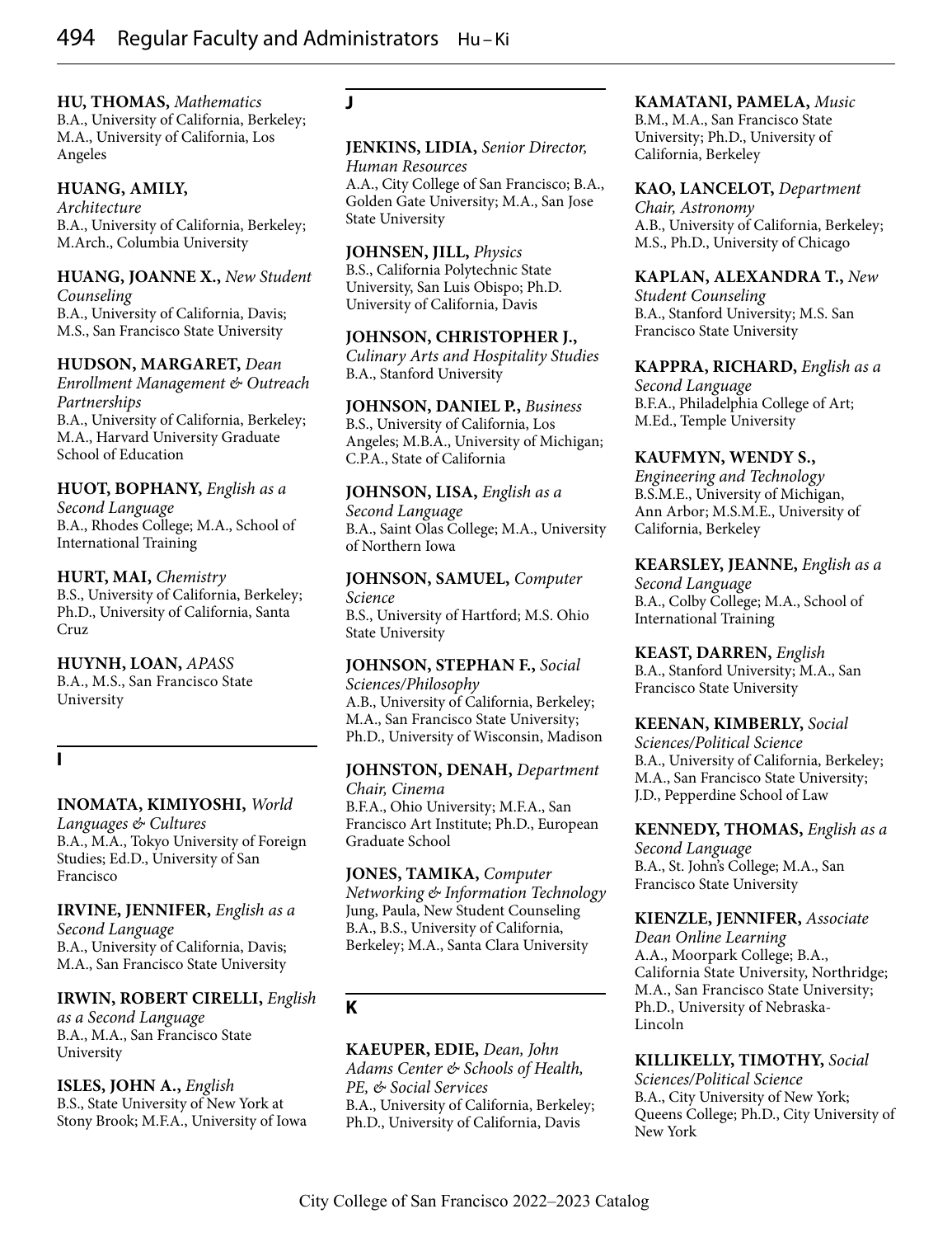**HU, THOMAS,** *Mathematics*
B.A., University of California, Berkeley; M.A., University of California, Los Angeles

**HUANG, AMILY,** *Architecture*
B.A., University of California, Berkeley; M.Arch., Columbia University

**HUANG, JOANNE X.,** *New Student Counseling*
B.A., University of California, Davis; M.S., San Francisco State University

**HUDSON, MARGARET,** *Dean Enrollment Management & Outreach Partnerships*
B.A., University of California, Berkeley; M.A., Harvard University Graduate School of Education

**HUOT, BOPHANY,** *English as a Second Language*
B.A., Rhodes College; M.A., School of International Training

**HURT, MAI,** *Chemistry*
B.S., University of California, Berkeley; Ph.D., University of California, Santa Cruz

**HUYNH, LOAN,** *APASS*
B.A., M.S., San Francisco State University

## I

**INOMATA, KIMIYOSHI,** *World Languages & Cultures*
B.A., M.A., Tokyo University of Foreign Studies; Ed.D., University of San Francisco

**IRVINE, JENNIFER,** *English as a Second Language*
B.A., University of California, Davis; M.A., San Francisco State University

**IRWIN, ROBERT CIRELLI,** *English as a Second Language*
B.A., M.A., San Francisco State University

**ISLES, JOHN A.,** *English*
B.S., State University of New York at Stony Brook; M.F.A., University of Iowa

## J

**JENKINS, LIDIA,** *Senior Director, Human Resources*
A.A., City College of San Francisco; B.A., Golden Gate University; M.A., San Jose State University

**JOHNSEN, JILL,** *Physics*
B.S., California Polytechnic State University, San Luis Obispo; Ph.D. University of California, Davis

**JOHNSON, CHRISTOPHER J.,** *Culinary Arts and Hospitality Studies*
B.A., Stanford University

**JOHNSON, DANIEL P.,** *Business*
B.S., University of California, Los Angeles; M.B.A., University of Michigan; C.P.A., State of California

**JOHNSON, LISA,** *English as a Second Language*
B.A., Saint Olas College; M.A., University of Northern Iowa

**JOHNSON, SAMUEL,** *Computer Science*
B.S., University of Hartford; M.S. Ohio State University

**JOHNSON, STEPHAN F.,** *Social Sciences/Philosophy*
A.B., University of California, Berkeley; M.A., San Francisco State University; Ph.D., University of Wisconsin, Madison

**JOHNSTON, DENAH,** *Department Chair, Cinema*
B.F.A., Ohio University; M.F.A., San Francisco Art Institute; Ph.D., European Graduate School

**JONES, TAMIKA,** *Computer Networking & Information Technology*
Jung, Paula, New Student Counseling
B.A., B.S., University of California, Berkeley; M.A., Santa Clara University

## K

**KAEUPER, EDIE,** *Dean, John Adams Center & Schools of Health, PE, & Social Services*
B.A., University of California, Berkeley; Ph.D., University of California, Davis

**KAMATANI, PAMELA,** *Music*
B.M., M.A., San Francisco State University; Ph.D., University of California, Berkeley

**KAO, LANCELOT,** *Department Chair, Astronomy*
A.B., University of California, Berkeley; M.S., Ph.D., University of Chicago

**KAPLAN, ALEXANDRA T.,** *New Student Counseling*
B.A., Stanford University; M.S. San Francisco State University

**KAPPRA, RICHARD,** *English as a Second Language*
B.F.A., Philadelphia College of Art; M.Ed., Temple University

**KAUFMYN, WENDY S.,** *Engineering and Technology*
B.S.M.E., University of Michigan, Ann Arbor; M.S.M.E., University of California, Berkeley

**KEARSLEY, JEANNE,** *English as a Second Language*
B.A., Colby College; M.A., School of International Training

**KEAST, DARREN,** *English*
B.A., Stanford University; M.A., San Francisco State University

**KEENAN, KIMBERLY,** *Social Sciences/Political Science*
B.A., University of California, Berkeley; M.A., San Francisco State University; J.D., Pepperdine School of Law

**KENNEDY, THOMAS,** *English as a Second Language*
B.A., St. John's College; M.A., San Francisco State University

**KIENZLE, JENNIFER,** *Associate Dean Online Learning*
A.A., Moorpark College; B.A., California State University, Northridge; M.A., San Francisco State University; Ph.D., University of Nebraska-Lincoln

**KILLIKELLY, TIMOTHY,** *Social Sciences/Political Science*
B.A., City University of New York; Queens College; Ph.D., City University of New York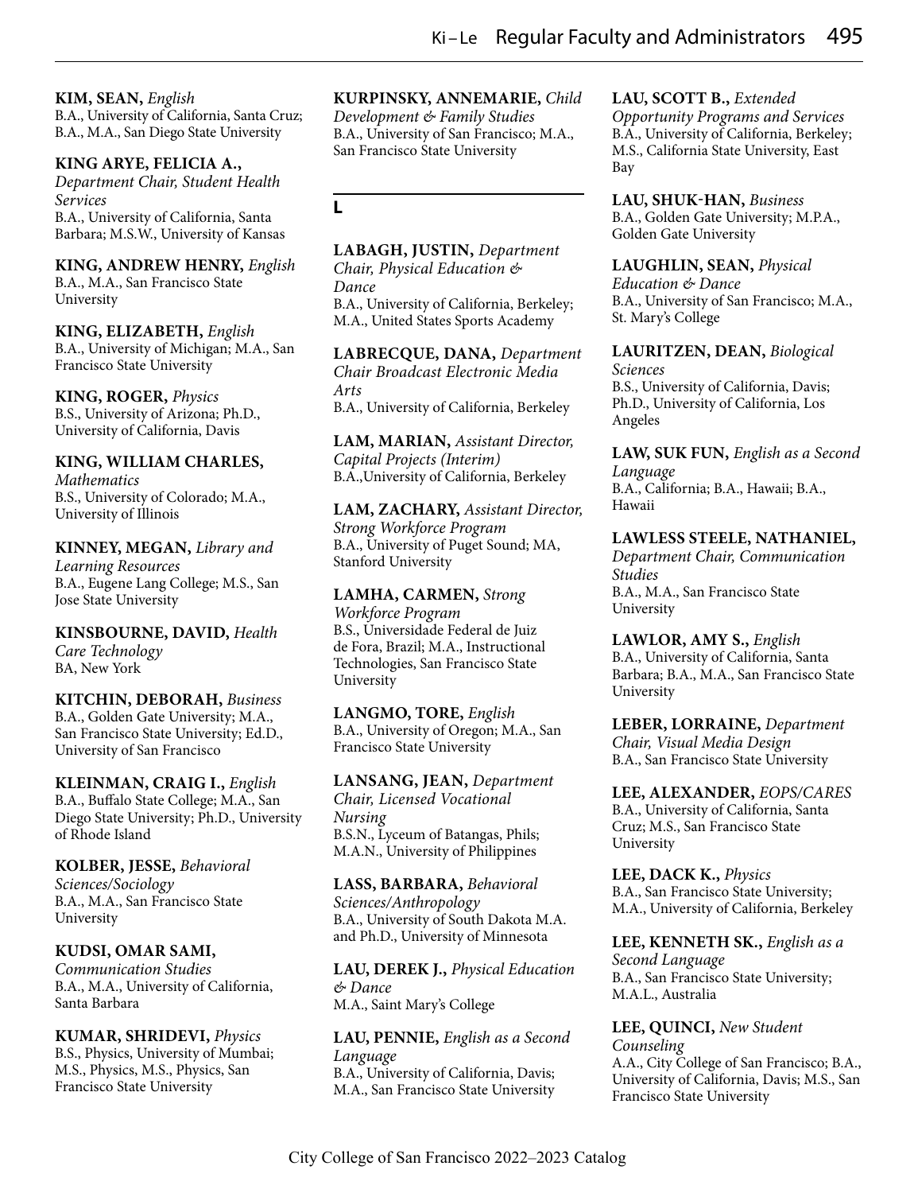**KIM, SEAN,** *English*
B.A., University of California, Santa Cruz; B.A., M.A., San Diego State University

**KING ARYE, FELICIA A.,** *Department Chair, Student Health Services*
B.A., University of California, Santa Barbara; M.S.W., University of Kansas

**KING, ANDREW HENRY,** *English*
B.A., M.A., San Francisco State University

**KING, ELIZABETH,** *English*
B.A., University of Michigan; M.A., San Francisco State University

**KING, ROGER,** *Physics*
B.S., University of Arizona; Ph.D., University of California, Davis

**KING, WILLIAM CHARLES,** *Mathematics*
B.S., University of Colorado; M.A., University of Illinois

**KINNEY, MEGAN,** *Library and Learning Resources*
B.A., Eugene Lang College; M.S., San Jose State University

**KINSBOURNE, DAVID,** *Health Care Technology*
BA, New York

**KITCHIN, DEBORAH,** *Business*
B.A., Golden Gate University; M.A., San Francisco State University; Ed.D., University of San Francisco

**KLEINMAN, CRAIG I.,** *English*
B.A., Buffalo State College; M.A., San Diego State University; Ph.D., University of Rhode Island

**KOLBER, JESSE,** *Behavioral Sciences/Sociology*
B.A., M.A., San Francisco State University

**KUDSI, OMAR SAMI,** *Communication Studies*
B.A., M.A., University of California, Santa Barbara

**KUMAR, SHRIDEVI,** *Physics*
B.S., Physics, University of Mumbai; M.S., Physics, M.S., Physics, San Francisco State University

**KURPINSKY, ANNEMARIE,** *Child Development & Family Studies*
B.A., University of San Francisco; M.A., San Francisco State University

## L

**LABAGH, JUSTIN,** *Department Chair, Physical Education & Dance*
B.A., University of California, Berkeley; M.A., United States Sports Academy

**LABRECQUE, DANA,** *Department Chair Broadcast Electronic Media Arts*
B.A., University of California, Berkeley

**LAM, MARIAN,** *Assistant Director, Capital Projects (Interim)*
B.A.,University of California, Berkeley

**LAM, ZACHARY,** *Assistant Director, Strong Workforce Program*
B.A., University of Puget Sound; MA, Stanford University

**LAMHA, CARMEN,** *Strong Workforce Program*
B.S., Universidade Federal de Juiz de Fora, Brazil; M.A., Instructional Technologies, San Francisco State University

**LANGMO, TORE,** *English*
B.A., University of Oregon; M.A., San Francisco State University

**LANSANG, JEAN,** *Department Chair, Licensed Vocational Nursing*
B.S.N., Lyceum of Batangas, Phils; M.A.N., University of Philippines

**LASS, BARBARA,** *Behavioral Sciences/Anthropology*
B.A., University of South Dakota M.A. and Ph.D., University of Minnesota

**LAU, DEREK J.,** *Physical Education & Dance*
M.A., Saint Mary's College

**LAU, PENNIE,** *English as a Second Language*
B.A., University of California, Davis; M.A., San Francisco State University

**LAU, SCOTT B.,** *Extended Opportunity Programs and Services*
B.A., University of California, Berkeley; M.S., California State University, East Bay

**LAU, SHUK-HAN,** *Business*
B.A., Golden Gate University; M.P.A., Golden Gate University

**LAUGHLIN, SEAN,** *Physical Education & Dance*
B.A., University of San Francisco; M.A., St. Mary's College

**LAURITZEN, DEAN,** *Biological Sciences*
B.S., University of California, Davis; Ph.D., University of California, Los Angeles

**LAW, SUK FUN,** *English as a Second Language*
B.A., California; B.A., Hawaii; B.A., Hawaii

**LAWLESS STEELE, NATHANIEL,** *Department Chair, Communication Studies*
B.A., M.A., San Francisco State University

**LAWLOR, AMY S.,** *English*
B.A., University of California, Santa Barbara; B.A., M.A., San Francisco State University

**LEBER, LORRAINE,** *Department Chair, Visual Media Design*
B.A., San Francisco State University

**LEE, ALEXANDER,** *EOPS/CARES*
B.A., University of California, Santa Cruz; M.S., San Francisco State University

**LEE, DACK K.,** *Physics*
B.A., San Francisco State University; M.A., University of California, Berkeley

**LEE, KENNETH SK.,** *English as a Second Language*
B.A., San Francisco State University; M.A.L., Australia

**LEE, QUINCI,** *New Student Counseling*
A.A., City College of San Francisco; B.A., University of California, Davis; M.S., San Francisco State University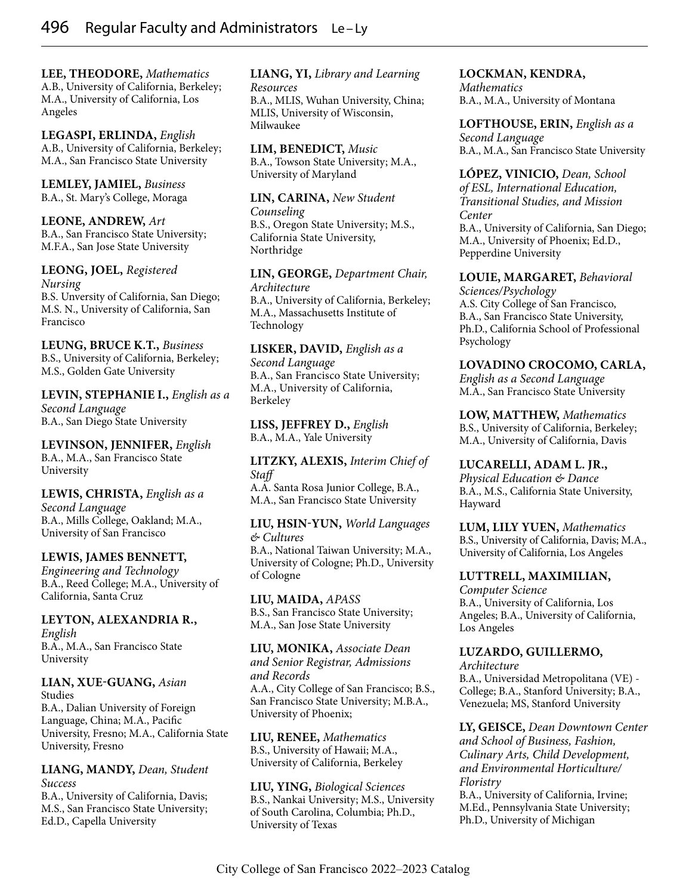**LEE, THEODORE,** *Mathematics*
A.B., University of California, Berkeley; M.A., University of California, Los Angeles

**LEGASPI, ERLINDA,** *English*
A.B., University of California, Berkeley; M.A., San Francisco State University

**LEMLEY, JAMIEL,** *Business*
B.A., St. Mary's College, Moraga

**LEONE, ANDREW,** *Art*
B.A., San Francisco State University; M.F.A., San Jose State University

**LEONG, JOEL,** *Registered Nursing*
B.S. Unversity of California, San Diego; M.S. N., University of California, San Francisco

**LEUNG, BRUCE K.T.,** *Business*
B.S., University of California, Berkeley; M.S., Golden Gate University

**LEVIN, STEPHANIE I.,** *English as a Second Language*
B.A., San Diego State University

**LEVINSON, JENNIFER,** *English*
B.A., M.A., San Francisco State University

**LEWIS, CHRISTA,** *English as a Second Language*
B.A., Mills College, Oakland; M.A., University of San Francisco

**LEWIS, JAMES BENNETT,** *Engineering and Technology*
B.A., Reed College; M.A., University of California, Santa Cruz

**LEYTON, ALEXANDRIA R.,** *English*
B.A., M.A., San Francisco State University

**LIAN, XUE-GUANG,** *Asian* Studies
B.A., Dalian University of Foreign Language, China; M.A., Pacific University, Fresno; M.A., California State University, Fresno

**LIANG, MANDY,** *Dean, Student Success*
B.A., University of California, Davis; M.S., San Francisco State University; Ed.D., Capella University

**LIANG, YI,** *Library and Learning Resources*
B.A., MLIS, Wuhan University, China; MLIS, University of Wisconsin, Milwaukee

**LIM, BENEDICT,** *Music*
B.A., Towson State University; M.A., University of Maryland

**LIN, CARINA,** *New Student Counseling*
B.S., Oregon State University; M.S., California State University, Northridge

**LIN, GEORGE,** *Department Chair, Architecture*
B.A., University of California, Berkeley; M.A., Massachusetts Institute of Technology

**LISKER, DAVID,** *English as a Second Language*
B.A., San Francisco State University; M.A., University of California, Berkeley

**LISS, JEFFREY D.,** *English*
B.A., M.A., Yale University

**LITZKY, ALEXIS,** *Interim Chief of Staff*
A.A. Santa Rosa Junior College, B.A., M.A., San Francisco State University

**LIU, HSIN-YUN,** *World Languages & Cultures*
B.A., National Taiwan University; M.A., University of Cologne; Ph.D., University of Cologne

**LIU, MAIDA,** *APASS*
B.S., San Francisco State University; M.A., San Jose State University

**LIU, MONIKA,** *Associate Dean and Senior Registrar, Admissions and Records*
A.A., City College of San Francisco; B.S., San Francisco State University; M.B.A., University of Phoenix;

**LIU, RENEE,** *Mathematics*
B.S., University of Hawaii; M.A., University of California, Berkeley

**LIU, YING,** *Biological Sciences*
B.S., Nankai University; M.S., University of South Carolina, Columbia; Ph.D., University of Texas

**LOCKMAN, KENDRA,** *Mathematics*
B.A., M.A., University of Montana

**LOFTHOUSE, ERIN,** *English as a Second Language*
B.A., M.A., San Francisco State University

**LÓPEZ, VINICIO,** *Dean, School of ESL, International Education, Transitional Studies, and Mission Center*
B.A., University of California, San Diego; M.A., University of Phoenix; Ed.D., Pepperdine University

**LOUIE, MARGARET,** *Behavioral Sciences/Psychology*
A.S. City College of San Francisco, B.A., San Francisco State University, Ph.D., California School of Professional Psychology

**LOVADINO CROCOMO, CARLA,** *English as a Second Language*
M.A., San Francisco State University

**LOW, MATTHEW,** *Mathematics*
B.S., University of California, Berkeley; M.A., University of California, Davis

**LUCARELLI, ADAM L. JR.,** *Physical Education & Dance*
B.A., M.S., California State University, Hayward

**LUM, LILY YUEN,** *Mathematics*
B.S., University of California, Davis; M.A., University of California, Los Angeles

**LUTTRELL, MAXIMILIAN,** *Computer Science*
B.A., University of California, Los Angeles; B.A., University of California, Los Angeles

**LUZARDO, GUILLERMO,** *Architecture*
B.A., Universidad Metropolitana (VE) - College; B.A., Stanford University; B.A., Venezuela; MS, Stanford University

**LY, GEISCE,** *Dean Downtown Center and School of Business, Fashion, Culinary Arts, Child Development, and Environmental Horticulture/Floristry*
B.A., University of California, Irvine; M.Ed., Pennsylvania State University; Ph.D., University of Michigan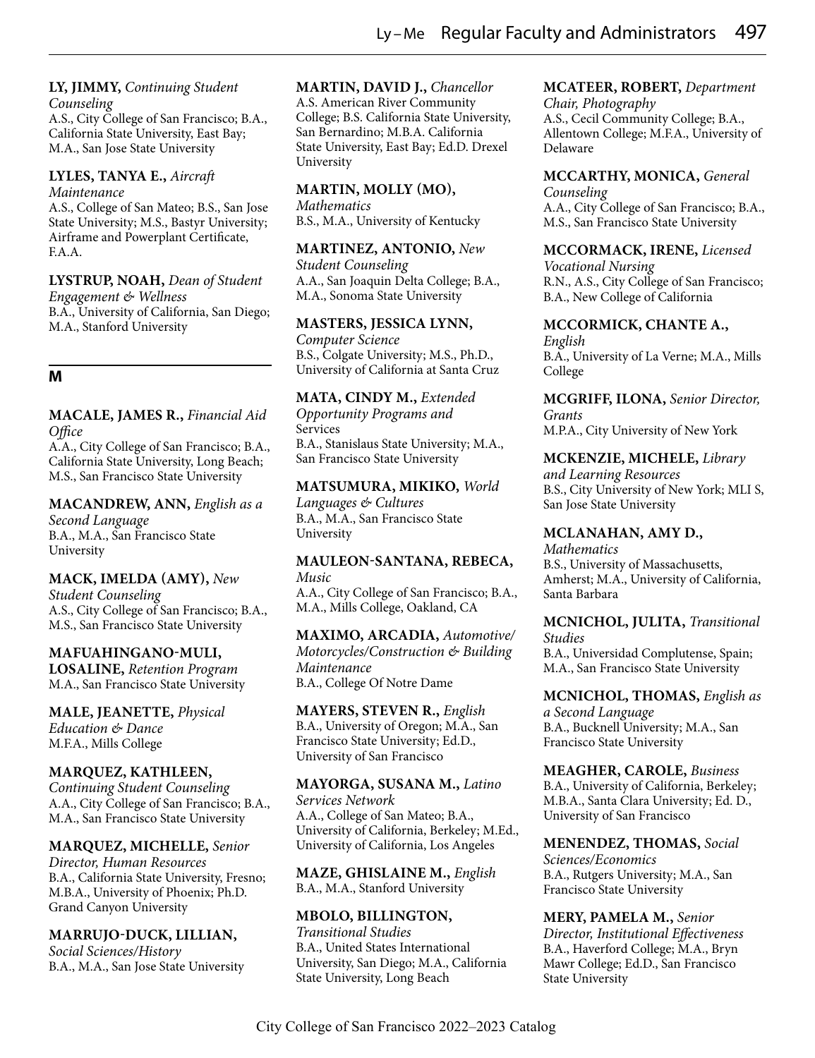**LY, JIMMY,** *Continuing Student Counseling*
A.S., City College of San Francisco; B.A., California State University, East Bay; M.A., San Jose State University

**LYLES, TANYA E.,** *Aircraft Maintenance*
A.S., College of San Mateo; B.S., San Jose State University; M.S., Bastyr University; Airframe and Powerplant Certificate, F.A.A.

**LYSTRUP, NOAH,** *Dean of Student Engagement & Wellness*
B.A., University of California, San Diego; M.A., Stanford University

## M

**MACALE, JAMES R.,** *Financial Aid Office*
A.A., City College of San Francisco; B.A., California State University, Long Beach; M.S., San Francisco State University

**MACANDREW, ANN,** *English as a Second Language*
B.A., M.A., San Francisco State University

**MACK, IMELDA (AMY),** *New Student Counseling*
A.S., City College of San Francisco; B.A., M.S., San Francisco State University

**MAFUAHINGANO-MULI, LOSALINE,** *Retention Program*
M.A., San Francisco State University

**MALE, JEANETTE,** *Physical Education & Dance*
M.F.A., Mills College

**MARQUEZ, KATHLEEN,** *Continuing Student Counseling*
A.A., City College of San Francisco; B.A., M.A., San Francisco State University

**MARQUEZ, MICHELLE,** *Senior Director, Human Resources*
B.A., California State University, Fresno; M.B.A., University of Phoenix; Ph.D. Grand Canyon University

**MARRUJO-DUCK, LILLIAN,** *Social Sciences/History*
B.A., M.A., San Jose State University

**MARTIN, DAVID J.,** *Chancellor*
A.S. American River Community College; B.S. California State University, San Bernardino; M.B.A. California State University, East Bay; Ed.D. Drexel University

**MARTIN, MOLLY (MO),** *Mathematics*
B.S., M.A., University of Kentucky

**MARTINEZ, ANTONIO,** *New Student Counseling*
A.A., San Joaquin Delta College; B.A., M.A., Sonoma State University

**MASTERS, JESSICA LYNN,** *Computer Science*
B.S., Colgate University; M.S., Ph.D., University of California at Santa Cruz

**MATA, CINDY M.,** *Extended Opportunity Programs and* Services
B.A., Stanislaus State University; M.A., San Francisco State University

**MATSUMURA, MIKIKO,** *World Languages & Cultures*
B.A., M.A., San Francisco State University

**MAULEON-SANTANA, REBECA,** *Music*
A.A., City College of San Francisco; B.A., M.A., Mills College, Oakland, CA

**MAXIMO, ARCADIA,** *Automotive/ Motorcycles/Construction & Building Maintenance*
B.A., College Of Notre Dame

**MAYERS, STEVEN R.,** *English*
B.A., University of Oregon; M.A., San Francisco State University; Ed.D., University of San Francisco

**MAYORGA, SUSANA M.,** *Latino Services Network*
A.A., College of San Mateo; B.A., University of California, Berkeley; M.Ed., University of California, Los Angeles

**MAZE, GHISLAINE M.,** *English*
B.A., M.A., Stanford University

**MBOLO, BILLINGTON,** *Transitional Studies*
B.A., United States International University, San Diego; M.A., California State University, Long Beach

**MCATEER, ROBERT,** *Department Chair, Photography*
A.S., Cecil Community College; B.A., Allentown College; M.F.A., University of Delaware

**MCCARTHY, MONICA,** *General Counseling*
A.A., City College of San Francisco; B.A., M.S., San Francisco State University

**MCCORMACK, IRENE,** *Licensed Vocational Nursing*
R.N., A.S., City College of San Francisco; B.A., New College of California

**MCCORMICK, CHANTE A.,** *English*
B.A., University of La Verne; M.A., Mills College

**MCGRIFF, ILONA,** *Senior Director, Grants*
M.P.A., City University of New York

**MCKENZIE, MICHELE,** *Library and Learning Resources*
B.S., City University of New York; MLI S, San Jose State University

**MCLANAHAN, AMY D.,** *Mathematics*
B.S., University of Massachusetts, Amherst; M.A., University of California, Santa Barbara

**MCNICHOL, JULITA,** *Transitional Studies*
B.A., Universidad Complutense, Spain; M.A., San Francisco State University

**MCNICHOL, THOMAS,** *English as a Second Language*
B.A., Bucknell University; M.A., San Francisco State University

**MEAGHER, CAROLE,** *Business*
B.A., University of California, Berkeley; M.B.A., Santa Clara University; Ed. D., University of San Francisco

**MENENDEZ, THOMAS,** *Social Sciences/Economics*
B.A., Rutgers University; M.A., San Francisco State University

**MERY, PAMELA M.,** *Senior Director, Institutional Effectiveness*
B.A., Haverford College; M.A., Bryn Mawr College; Ed.D., San Francisco State University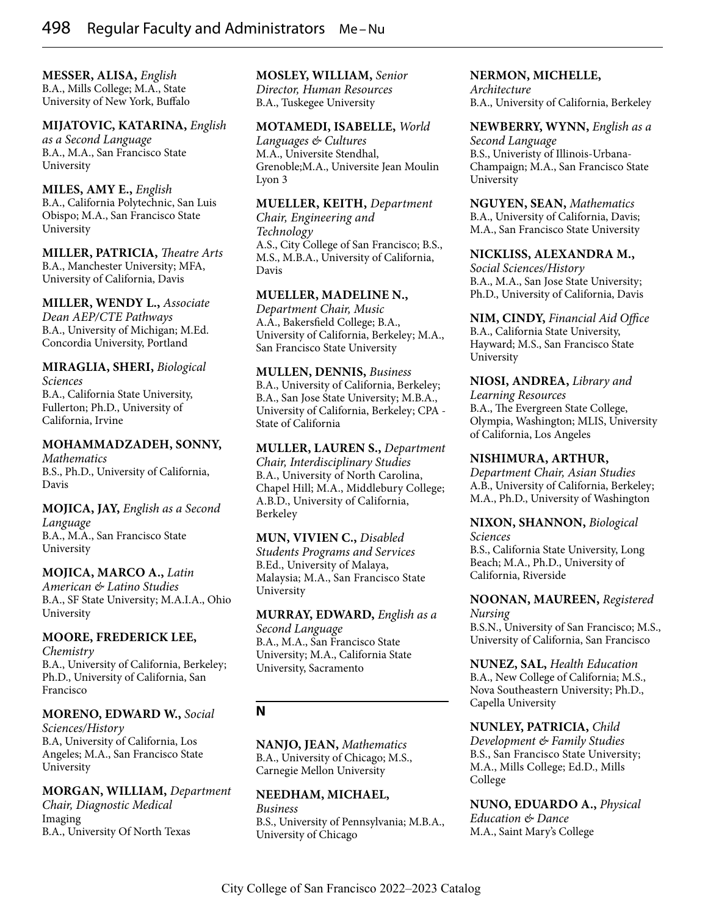**MESSER, ALISA,** *English*
B.A., Mills College; M.A., State University of New York, Buffalo

**MIJATOVIC, KATARINA,** *English as a Second Language*
B.A., M.A., San Francisco State University

**MILES, AMY E.,** *English*
B.A., California Polytechnic, San Luis Obispo; M.A., San Francisco State University

**MILLER, PATRICIA,** *Theatre Arts*
B.A., Manchester University; MFA, University of California, Davis

**MILLER, WENDY L.,** *Associate Dean AEP/CTE Pathways*
B.A., University of Michigan; M.Ed. Concordia University, Portland

**MIRAGLIA, SHERI,** *Biological Sciences*
B.A., California State University, Fullerton; Ph.D., University of California, Irvine

**MOHAMMADZADEH, SONNY,** *Mathematics*
B.S., Ph.D., University of California, Davis

**MOJICA, JAY,** *English as a Second Language*
B.A., M.A., San Francisco State University

**MOJICA, MARCO A.,** *Latin American & Latino Studies*
B.A., SF State University; M.A.I.A., Ohio University

**MOORE, FREDERICK LEE,** *Chemistry*
B.A., University of California, Berkeley; Ph.D., University of California, San Francisco

**MORENO, EDWARD W.,** *Social Sciences/History*
B.A, University of California, Los Angeles; M.A., San Francisco State University

**MORGAN, WILLIAM,** *Department Chair, Diagnostic Medical* Imaging
B.A., University Of North Texas

**MOSLEY, WILLIAM,** *Senior Director, Human Resources*
B.A., Tuskegee University

**MOTAMEDI, ISABELLE,** *World Languages & Cultures*
M.A., Universite Stendhal, Grenoble;M.A., Universite Jean Moulin Lyon 3

**MUELLER, KEITH,** *Department Chair, Engineering and Technology*
A.S., City College of San Francisco; B.S., M.S., M.B.A., University of California, Davis

**MUELLER, MADELINE N.,** *Department Chair, Music*
A.A., Bakersfield College; B.A., University of California, Berkeley; M.A., San Francisco State University

**MULLEN, DENNIS,** *Business*
B.A., University of California, Berkeley; B.A., San Jose State University; M.B.A., University of California, Berkeley; CPA - State of California

**MULLER, LAUREN S.,** *Department Chair, Interdisciplinary Studies*
B.A., University of North Carolina, Chapel Hill; M.A., Middlebury College; A.B.D., University of California, Berkeley

**MUN, VIVIEN C.,** *Disabled Students Programs and Services*
B.Ed., University of Malaya, Malaysia; M.A., San Francisco State University

**MURRAY, EDWARD,** *English as a Second Language*
B.A., M.A., San Francisco State University; M.A., California State University, Sacramento

## N

**NANJO, JEAN,** *Mathematics*
B.A., University of Chicago; M.S., Carnegie Mellon University

**NEEDHAM, MICHAEL,** *Business*
B.S., University of Pennsylvania; M.B.A., University of Chicago

**NERMON, MICHELLE,** *Architecture*
B.A., University of California, Berkeley

**NEWBERRY, WYNN,** *English as a Second Language*
B.S., Univeristy of Illinois-Urbana-Champaign; M.A., San Francisco State University

**NGUYEN, SEAN,** *Mathematics*
B.A., University of California, Davis; M.A., San Francisco State University

**NICKLISS, ALEXANDRA M.,** *Social Sciences/History*
B.A., M.A., San Jose State University; Ph.D., University of California, Davis

**NIM, CINDY,** *Financial Aid Office*
B.A., California State University, Hayward; M.S., San Francisco State University

**NIOSI, ANDREA,** *Library and Learning Resources*
B.A., The Evergreen State College, Olympia, Washington; MLIS, University of California, Los Angeles

**NISHIMURA, ARTHUR,** *Department Chair, Asian Studies*
A.B., University of California, Berkeley; M.A., Ph.D., University of Washington

**NIXON, SHANNON,** *Biological Sciences*
B.S., California State University, Long Beach; M.A., Ph.D., University of California, Riverside

**NOONAN, MAUREEN,** *Registered Nursing*
B.S.N., University of San Francisco; M.S., University of California, San Francisco

**NUNEZ, SAL,** *Health Education*
B.A., New College of California; M.S., Nova Southeastern University; Ph.D., Capella University

**NUNLEY, PATRICIA,** *Child Development & Family Studies*
B.S., San Francisco State University; M.A., Mills College; Ed.D., Mills College

**NUNO, EDUARDO A.,** *Physical Education & Dance*
M.A., Saint Mary's College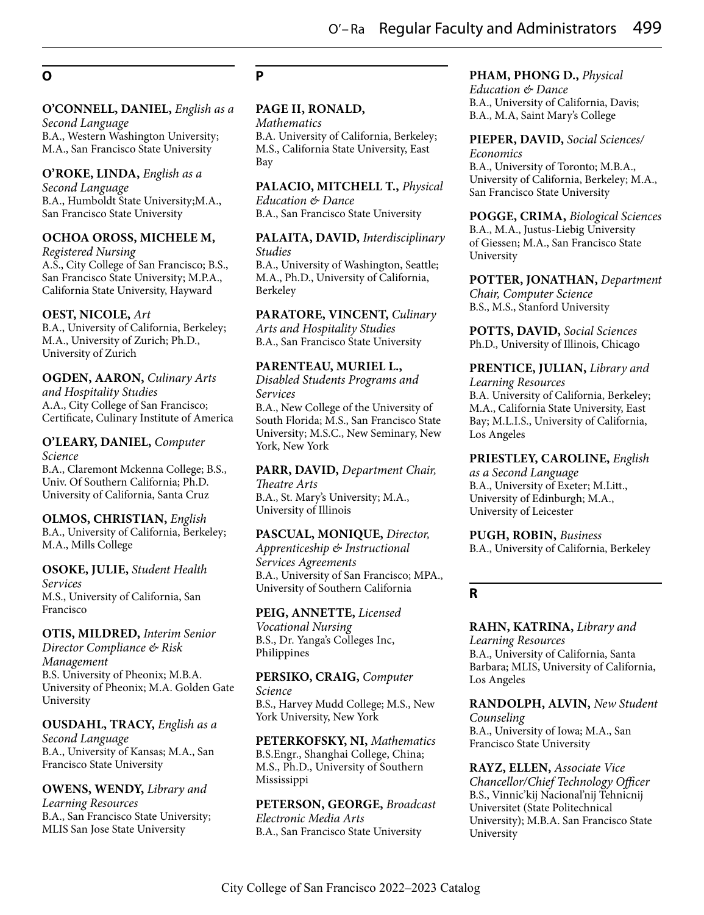## O

**O'CONNELL, DANIEL,** *English as a Second Language*
B.A., Western Washington University; M.A., San Francisco State University

**O'ROKE, LINDA,** *English as a Second Language*
B.A., Humboldt State University;M.A., San Francisco State University

**OCHOA OROSS, MICHELE M,** *Registered Nursing*
A.S., City College of San Francisco; B.S., San Francisco State University; M.P.A., California State University, Hayward

**OEST, NICOLE,** *Art*
B.A., University of California, Berkeley; M.A., University of Zurich; Ph.D., University of Zurich

**OGDEN, AARON,** *Culinary Arts and Hospitality Studies*
A.A., City College of San Francisco; Certificate, Culinary Institute of America

**O'LEARY, DANIEL,** *Computer Science*
B.A., Claremont Mckenna College; B.S., Univ. Of Southern California; Ph.D. University of California, Santa Cruz

**OLMOS, CHRISTIAN,** *English*
B.A., University of California, Berkeley; M.A., Mills College

**OSOKE, JULIE,** *Student Health Services*
M.S., University of California, San Francisco

**OTIS, MILDRED,** *Interim Senior Director Compliance & Risk Management*
B.S. University of Pheonix; M.B.A. University of Pheonix; M.A. Golden Gate University

**OUSDAHL, TRACY,** *English as a Second Language*
B.A., University of Kansas; M.A., San Francisco State University

**OWENS, WENDY,** *Library and Learning Resources*
B.A., San Francisco State University; MLIS San Jose State University

## P

**PAGE II, RONALD,** *Mathematics*
B.A. University of California, Berkeley; M.S., California State University, East Bay

**PALACIO, MITCHELL T.,** *Physical Education & Dance*
B.A., San Francisco State University

**PALAITA, DAVID,** *Interdisciplinary Studies*
B.A., University of Washington, Seattle; M.A., Ph.D., University of California, Berkeley

**PARATORE, VINCENT,** *Culinary Arts and Hospitality Studies*
B.A., San Francisco State University

**PARENTEAU, MURIEL L.,** *Disabled Students Programs and Services*
B.A., New College of the University of South Florida; M.S., San Francisco State University; M.S.C., New Seminary, New York, New York

**PARR, DAVID,** *Department Chair, Theatre Arts*
B.A., St. Mary's University; M.A., University of Illinois

**PASCUAL, MONIQUE,** *Director, Apprenticeship & Instructional Services Agreements*
B.A., University of San Francisco; MPA., University of Southern California

**PEIG, ANNETTE,** *Licensed Vocational Nursing*
B.S., Dr. Yanga's Colleges Inc, Philippines

**PERSIKO, CRAIG,** *Computer Science*
B.S., Harvey Mudd College; M.S., New York University, New York

**PETERKOFSKY, NI,** *Mathematics*
B.S.Engr., Shanghai College, China; M.S., Ph.D., University of Southern Mississippi

**PETERSON, GEORGE,** *Broadcast Electronic Media Arts*
B.A., San Francisco State University

**PHAM, PHONG D.,** *Physical Education & Dance*
B.A., University of California, Davis; B.A., M.A, Saint Mary's College

**PIEPER, DAVID,** *Social Sciences/ Economics*
B.A., University of Toronto; M.B.A., University of California, Berkeley; M.A., San Francisco State University

**POGGE, CRIMA,** *Biological Sciences*
B.A., M.A., Justus-Liebig University of Giessen; M.A., San Francisco State University

**POTTER, JONATHAN,** *Department Chair, Computer Science*
B.S., M.S., Stanford University

**POTTS, DAVID,** *Social Sciences*
Ph.D., University of Illinois, Chicago

**PRENTICE, JULIAN,** *Library and Learning Resources*
B.A. University of California, Berkeley; M.A., California State University, East Bay; M.L.I.S., University of California, Los Angeles

**PRIESTLEY, CAROLINE,** *English as a Second Language*
B.A., University of Exeter; M.Litt., University of Edinburgh; M.A., University of Leicester

**PUGH, ROBIN,** *Business*
B.A., University of California, Berkeley

## R

**RAHN, KATRINA,** *Library and Learning Resources*
B.A., University of California, Santa Barbara; MLIS, University of California, Los Angeles

**RANDOLPH, ALVIN,** *New Student Counseling*
B.A., University of Iowa; M.A., San Francisco State University

**RAYZ, ELLEN,** *Associate Vice Chancellor/Chief Technology Officer*
B.S., Vinnic'kij Nacional'nij Tehnicnij Universitet (State Politechnical University); M.B.A. San Francisco State University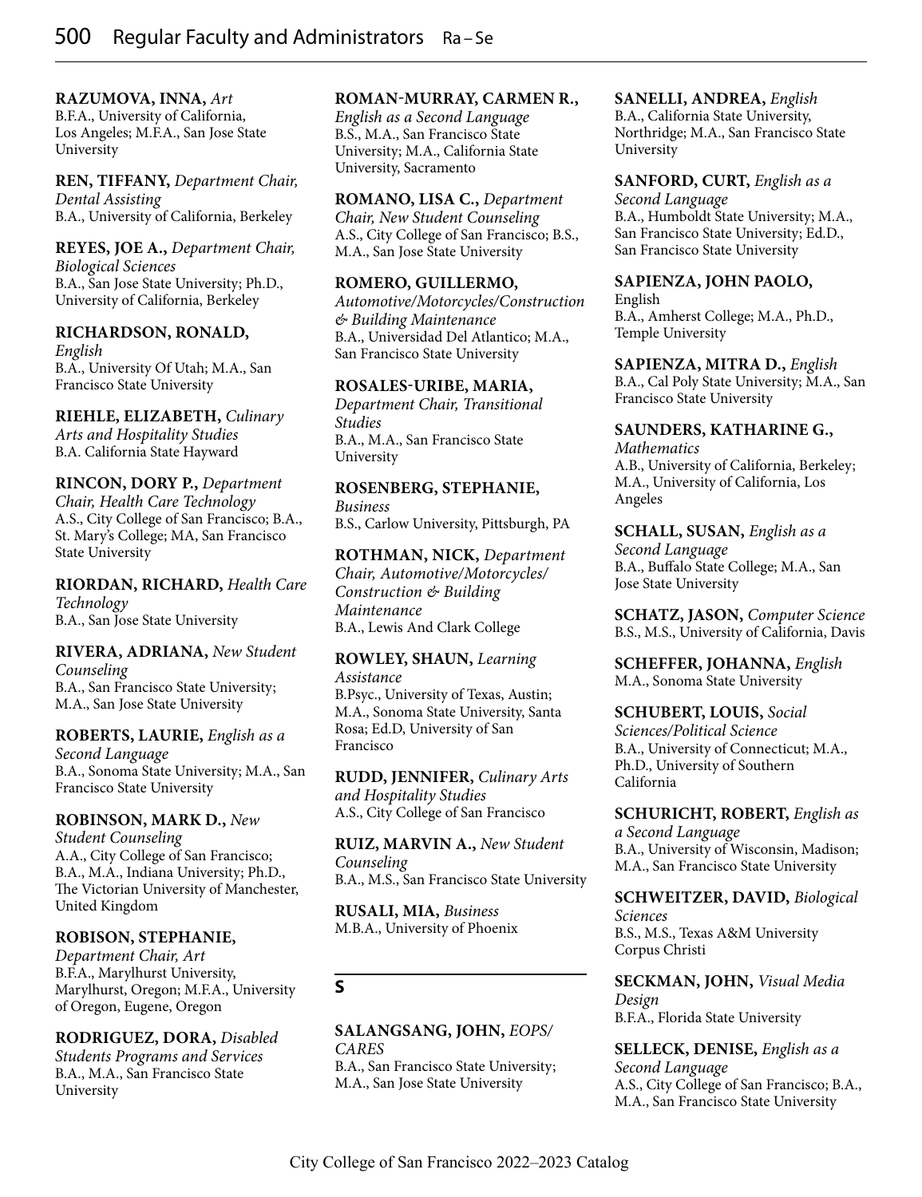**RAZUMOVA, INNA,** *Art*
B.F.A., University of California, Los Angeles; M.F.A., San Jose State University

**REN, TIFFANY,** *Department Chair, Dental Assisting*
B.A., University of California, Berkeley

**REYES, JOE A.,** *Department Chair, Biological Sciences*
B.A., San Jose State University; Ph.D., University of California, Berkeley

**RICHARDSON, RONALD,** *English*
B.A., University Of Utah; M.A., San Francisco State University

**RIEHLE, ELIZABETH,** *Culinary Arts and Hospitality Studies*
B.A. California State Hayward

**RINCON, DORY P.,** *Department Chair, Health Care Technology*
A.S., City College of San Francisco; B.A., St. Mary's College; MA, San Francisco State University

**RIORDAN, RICHARD,** *Health Care Technology*
B.A., San Jose State University

**RIVERA, ADRIANA,** *New Student Counseling*
B.A., San Francisco State University; M.A., San Jose State University

**ROBERTS, LAURIE,** *English as a Second Language*
B.A., Sonoma State University; M.A., San Francisco State University

**ROBINSON, MARK D.,** *New Student Counseling*
A.A., City College of San Francisco; B.A., M.A., Indiana University; Ph.D., The Victorian University of Manchester, United Kingdom

**ROBISON, STEPHANIE,** *Department Chair, Art*
B.F.A., Marylhurst University, Marylhurst, Oregon; M.F.A., University of Oregon, Eugene, Oregon

**RODRIGUEZ, DORA,** *Disabled Students Programs and Services*
B.A., M.A., San Francisco State University

**ROMAN-MURRAY, CARMEN R.,** *English as a Second Language*
B.S., M.A., San Francisco State University; M.A., California State University, Sacramento

**ROMANO, LISA C.,** *Department Chair, New Student Counseling*
A.S., City College of San Francisco; B.S., M.A., San Jose State University

**ROMERO, GUILLERMO,** *Automotive/Motorcycles/Construction & Building Maintenance*
B.A., Universidad Del Atlantico; M.A., San Francisco State University

**ROSALES-URIBE, MARIA,** *Department Chair, Transitional Studies*
B.A., M.A., San Francisco State University

**ROSENBERG, STEPHANIE,** *Business*
B.S., Carlow University, Pittsburgh, PA

**ROTHMAN, NICK,** *Department Chair, Automotive/Motorcycles/ Construction & Building Maintenance*
B.A., Lewis And Clark College

**ROWLEY, SHAUN,** *Learning Assistance*
B.Psyc., University of Texas, Austin; M.A., Sonoma State University, Santa Rosa; Ed.D, University of San Francisco

**RUDD, JENNIFER,** *Culinary Arts and Hospitality Studies*
A.S., City College of San Francisco

**RUIZ, MARVIN A.,** *New Student Counseling*
B.A., M.S., San Francisco State University

**RUSALI, MIA,** *Business*
M.B.A., University of Phoenix

## S

**SALANGSANG, JOHN,** *EOPS/ CARES*
B.A., San Francisco State University; M.A., San Jose State University

**SANELLI, ANDREA,** *English*
B.A., California State University, Northridge; M.A., San Francisco State University

**SANFORD, CURT,** *English as a Second Language*
B.A., Humboldt State University; M.A., San Francisco State University; Ed.D., San Francisco State University

**SAPIENZA, JOHN PAOLO,** English
B.A., Amherst College; M.A., Ph.D., Temple University

**SAPIENZA, MITRA D.,** *English*
B.A., Cal Poly State University; M.A., San Francisco State University

**SAUNDERS, KATHARINE G.,** *Mathematics*
A.B., University of California, Berkeley; M.A., University of California, Los Angeles

**SCHALL, SUSAN,** *English as a Second Language*
B.A., Buffalo State College; M.A., San Jose State University

**SCHATZ, JASON,** *Computer Science*
B.S., M.S., University of California, Davis

**SCHEFFER, JOHANNA,** *English*
M.A., Sonoma State University

**SCHUBERT, LOUIS,** *Social Sciences/Political Science*
B.A., University of Connecticut; M.A., Ph.D., University of Southern California

**SCHURICHT, ROBERT,** *English as a Second Language*
B.A., University of Wisconsin, Madison; M.A., San Francisco State University

**SCHWEITZER, DAVID,** *Biological Sciences*
B.S., M.S., Texas A&M University Corpus Christi

**SECKMAN, JOHN,** *Visual Media Design*
B.F.A., Florida State University

**SELLECK, DENISE,** *English as a Second Language*
A.S., City College of San Francisco; B.A., M.A., San Francisco State University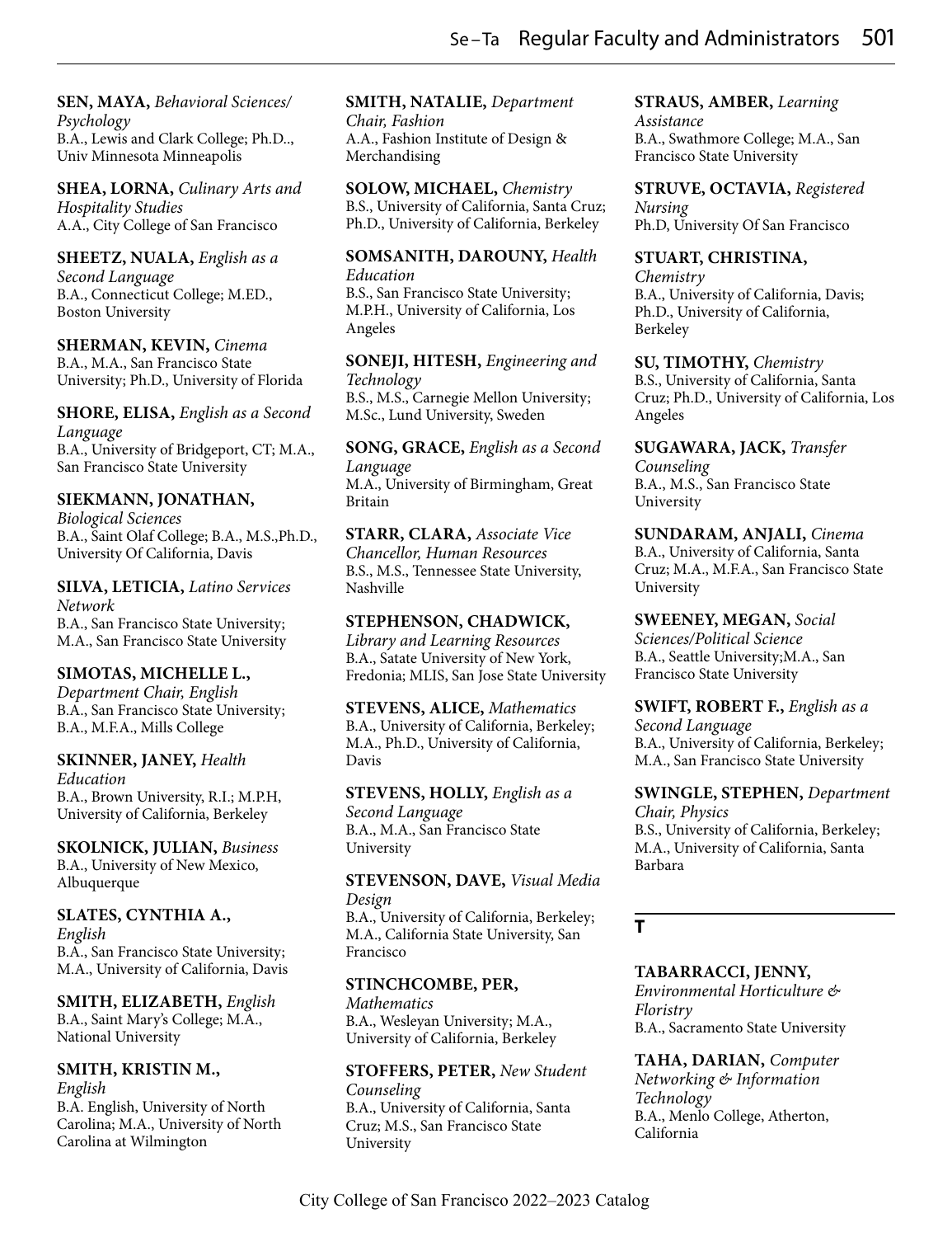**SEN, MAYA,** *Behavioral Sciences/ Psychology*
B.A., Lewis and Clark College; Ph.D.., Univ Minnesota Minneapolis

**SHEA, LORNA,** *Culinary Arts and Hospitality Studies*
A.A., City College of San Francisco

**SHEETZ, NUALA,** *English as a Second Language*
B.A., Connecticut College; M.ED., Boston University

**SHERMAN, KEVIN,** *Cinema*
B.A., M.A., San Francisco State University; Ph.D., University of Florida

**SHORE, ELISA,** *English as a Second Language*
B.A., University of Bridgeport, CT; M.A., San Francisco State University

**SIEKMANN, JONATHAN,** *Biological Sciences*
B.A., Saint Olaf College; B.A., M.S.,Ph.D., University Of California, Davis

**SILVA, LETICIA,** *Latino Services Network*
B.A., San Francisco State University; M.A., San Francisco State University

**SIMOTAS, MICHELLE L.,** *Department Chair, English*
B.A., San Francisco State University; B.A., M.F.A., Mills College

**SKINNER, JANEY,** *Health Education*
B.A., Brown University, R.I.; M.P.H, University of California, Berkeley

**SKOLNICK, JULIAN,** *Business*
B.A., University of New Mexico, Albuquerque

**SLATES, CYNTHIA A.,** *English*
B.A., San Francisco State University; M.A., University of California, Davis

**SMITH, ELIZABETH,** *English*
B.A., Saint Mary's College; M.A., National University

**SMITH, KRISTIN M.,** *English*
B.A. English, University of North Carolina; M.A., University of North Carolina at Wilmington

**SMITH, NATALIE,** *Department Chair, Fashion*
A.A., Fashion Institute of Design & Merchandising

**SOLOW, MICHAEL,** *Chemistry*
B.S., University of California, Santa Cruz; Ph.D., University of California, Berkeley

**SOMSANITH, DAROUNY,** *Health Education*
B.S., San Francisco State University; M.P.H., University of California, Los Angeles

**SONEJI, HITESH,** *Engineering and Technology*
B.S., M.S., Carnegie Mellon University; M.Sc., Lund University, Sweden

**SONG, GRACE,** *English as a Second Language*
M.A., University of Birmingham, Great Britain

**STARR, CLARA,** *Associate Vice Chancellor, Human Resources*
B.S., M.S., Tennessee State University, Nashville

**STEPHENSON, CHADWICK,** *Library and Learning Resources*
B.A., Satate University of New York, Fredonia; MLIS, San Jose State University

**STEVENS, ALICE,** *Mathematics*
B.A., University of California, Berkeley; M.A., Ph.D., University of California, Davis

**STEVENS, HOLLY,** *English as a Second Language*
B.A., M.A., San Francisco State University

**STEVENSON, DAVE,** *Visual Media Design*
B.A., University of California, Berkeley; M.A., California State University, San Francisco

**STINCHCOMBE, PER,** *Mathematics*
B.A., Wesleyan University; M.A., University of California, Berkeley

**STOFFERS, PETER,** *New Student Counseling*
B.A., University of California, Santa Cruz; M.S., San Francisco State University

**STRAUS, AMBER,** *Learning Assistance*
B.A., Swathmore College; M.A., San Francisco State University

**STRUVE, OCTAVIA,** *Registered Nursing*
Ph.D, University Of San Francisco

**STUART, CHRISTINA,** *Chemistry*
B.A., University of California, Davis; Ph.D., University of California, Berkeley

**SU, TIMOTHY,** *Chemistry*
B.S., University of California, Santa Cruz; Ph.D., University of California, Los Angeles

**SUGAWARA, JACK,** *Transfer Counseling*
B.A., M.S., San Francisco State University

**SUNDARAM, ANJALI,** *Cinema*
B.A., University of California, Santa Cruz; M.A., M.F.A., San Francisco State University

**SWEENEY, MEGAN,** *Social Sciences/Political Science*
B.A., Seattle University;M.A., San Francisco State University

**SWIFT, ROBERT F.,** *English as a Second Language*
B.A., University of California, Berkeley; M.A., San Francisco State University

**SWINGLE, STEPHEN,** *Department Chair, Physics*
B.S., University of California, Berkeley; M.A., University of California, Santa Barbara

## T

**TABARRACCI, JENNY,** *Environmental Horticulture & Floristry*
B.A., Sacramento State University

**TAHA, DARIAN,** *Computer Networking & Information Technology*
B.A., Menlo College, Atherton, California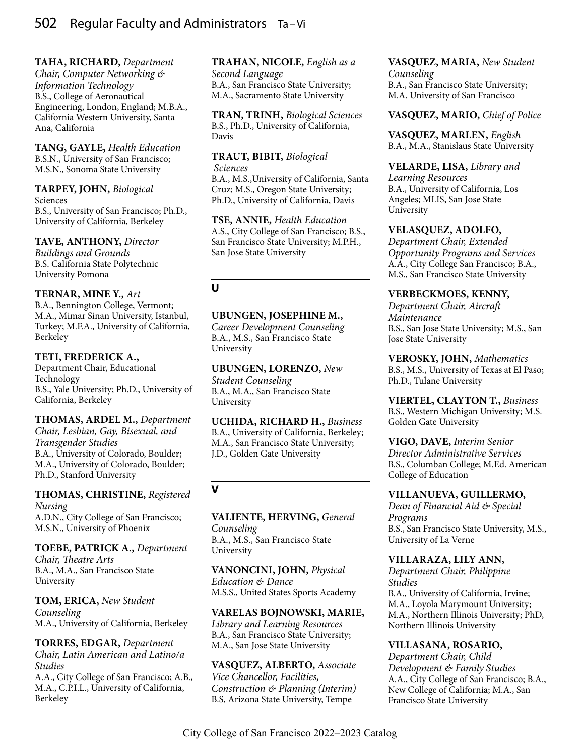**TAHA, RICHARD,** *Department Chair, Computer Networking & Information Technology*
B.S., College of Aeronautical Engineering, London, England; M.B.A., California Western University, Santa Ana, California

**TANG, GAYLE,** *Health Education*
B.S.N., University of San Francisco; M.S.N., Sonoma State University

**TARPEY, JOHN,** *Biological* Sciences
B.S., University of San Francisco; Ph.D., University of California, Berkeley

**TAVE, ANTHONY,** *Director Buildings and Grounds*
B.S. California State Polytechnic University Pomona

**TERNAR, MINE Y.,** *Art*
B.A., Bennington College, Vermont; M.A., Mimar Sinan University, Istanbul, Turkey; M.F.A., University of California, Berkeley

**TETI, FREDERICK A.,**
Department Chair, Educational Technology
B.S., Yale University; Ph.D., University of California, Berkeley

**THOMAS, ARDEL M.,** *Department Chair, Lesbian, Gay, Bisexual, and Transgender Studies*
B.A., University of Colorado, Boulder; M.A., University of Colorado, Boulder; Ph.D., Stanford University

**THOMAS, CHRISTINE,** *Registered Nursing*
A.D.N., City College of San Francisco; M.S.N., University of Phoenix

**TOEBE, PATRICK A.,** *Department Chair, Theatre Arts*
B.A., M.A., San Francisco State University

**TOM, ERICA,** *New Student Counseling*
M.A., University of California, Berkeley

**TORRES, EDGAR,** *Department Chair, Latin American and Latino/a Studies*
A.A., City College of San Francisco; A.B., M.A., C.P.I.L., University of California, Berkeley

**TRAHAN, NICOLE,** *English as a Second Language*
B.A., San Francisco State University; M.A., Sacramento State University

**TRAN, TRINH,** *Biological Sciences*
B.S., Ph.D., University of California, Davis

**TRAUT, BIBIT,** *Biological Sciences*
B.A., M.S.,University of California, Santa Cruz; M.S., Oregon State University; Ph.D., University of California, Davis

**TSE, ANNIE,** *Health Education*
A.S., City College of San Francisco; B.S., San Francisco State University; M.P.H., San Jose State University

## U

**UBUNGEN, JOSEPHINE M.,** *Career Development Counseling*
B.A., M.S., San Francisco State University

**UBUNGEN, LORENZO,** *New Student Counseling*
B.A., M.A., San Francisco State University

**UCHIDA, RICHARD H.,** *Business*
B.A., University of California, Berkeley; M.A., San Francisco State University; J.D., Golden Gate University

## V

**VALIENTE, HERVING,** *General Counseling*
B.A., M.S., San Francisco State University

**VANONCINI, JOHN,** *Physical Education & Dance*
M.S.S., United States Sports Academy

**VARELAS BOJNOWSKI, MARIE,** *Library and Learning Resources*
B.A., San Francisco State University; M.A., San Jose State University

**VASQUEZ, ALBERTO,** *Associate Vice Chancellor, Facilities, Construction & Planning (Interim)*
B.S, Arizona State University, Tempe

**VASQUEZ, MARIA,** *New Student Counseling*
B.A., San Francisco State University; M.A. University of San Francisco

**VASQUEZ, MARIO,** *Chief of Police*

**VASQUEZ, MARLEN,** *English*
B.A., M.A., Stanislaus State University

**VELARDE, LISA,** *Library and Learning Resources*
B.A., University of California, Los Angeles; MLIS, San Jose State University

**VELASQUEZ, ADOLFO,** *Department Chair, Extended Opportunity Programs and Services*
A.A., City College San Francisco; B.A., M.S., San Francisco State University

**VERBECKMOES, KENNY,** *Department Chair, Aircraft Maintenance*
B.S., San Jose State University; M.S., San Jose State University

**VEROSKY, JOHN,** *Mathematics*
B.S., M.S., University of Texas at El Paso; Ph.D., Tulane University

**VIERTEL, CLAYTON T.,** *Business*
B.S., Western Michigan University; M.S. Golden Gate University

**VIGO, DAVE,** *Interim Senior Director Administrative Services*
B.S., Columban College; M.Ed. American College of Education

**VILLANUEVA, GUILLERMO,** *Dean of Financial Aid & Special Programs*
B.S., San Francisco State University, M.S., University of La Verne

**VILLARAZA, LILY ANN,** *Department Chair, Philippine Studies*
B.A., University of California, Irvine; M.A., Loyola Marymount University; M.A., Northern Illinois University; PhD, Northern Illinois University

**VILLASANA, ROSARIO,** *Department Chair, Child Development & Family Studies*
A.A., City College of San Francisco; B.A., New College of California; M.A., San Francisco State University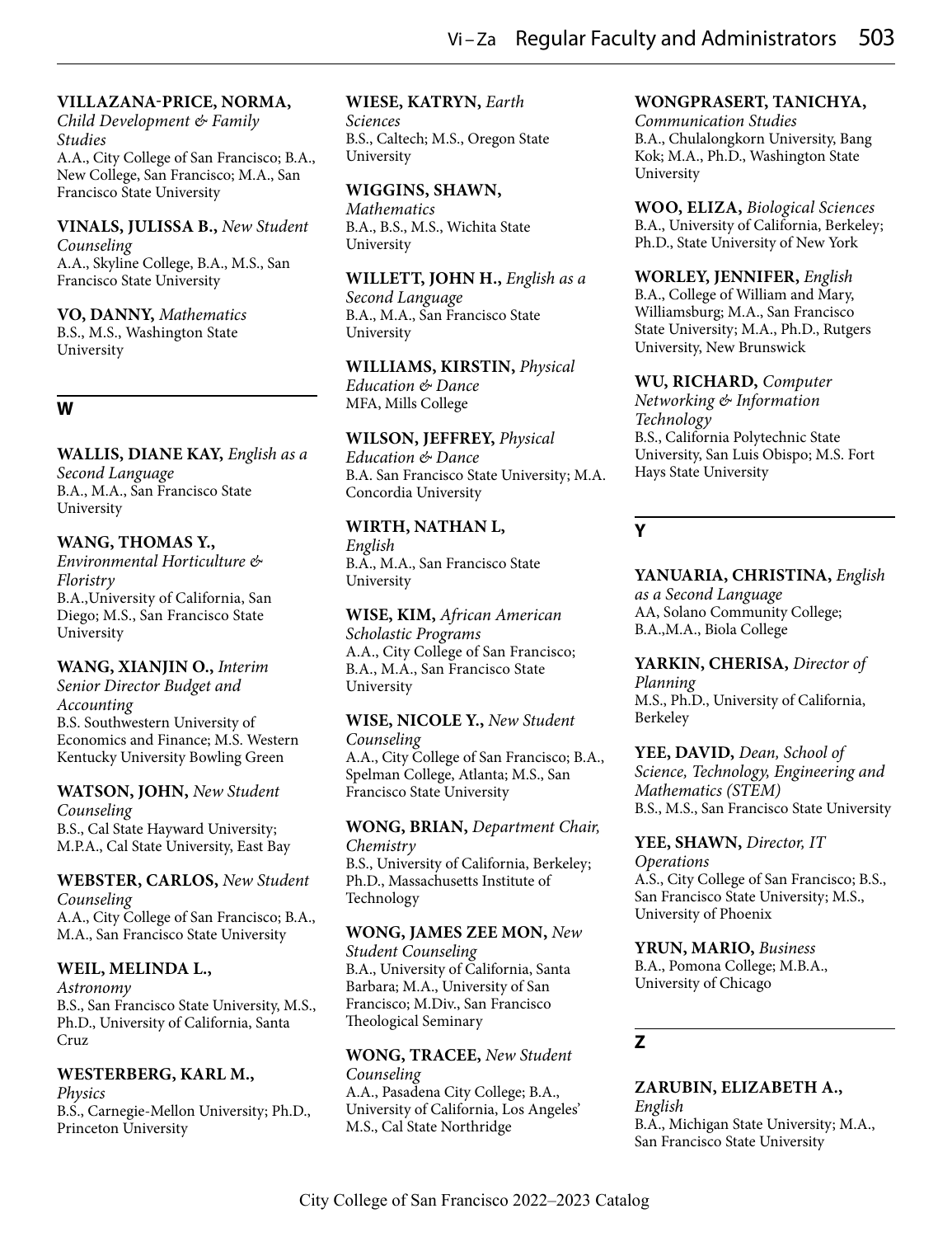**VILLAZANA-PRICE, NORMA,** *Child Development & Family Studies*
A.A., City College of San Francisco; B.A., New College, San Francisco; M.A., San Francisco State University

**VINALS, JULISSA B.,** *New Student Counseling*
A.A., Skyline College, B.A., M.S., San Francisco State University

**VO, DANNY,** *Mathematics*
B.S., M.S., Washington State University

## W

**WALLIS, DIANE KAY,** *English as a Second Language*
B.A., M.A., San Francisco State University

**WANG, THOMAS Y.,** *Environmental Horticulture & Floristry*
B.A.,University of California, San Diego; M.S., San Francisco State University

**WANG, XIANJIN O.,** *Interim Senior Director Budget and Accounting*
B.S. Southwestern University of Economics and Finance; M.S. Western Kentucky University Bowling Green

**WATSON, JOHN,** *New Student Counseling*
B.S., Cal State Hayward University; M.P.A., Cal State University, East Bay

**WEBSTER, CARLOS,** *New Student Counseling*
A.A., City College of San Francisco; B.A., M.A., San Francisco State University

**WEIL, MELINDA L.,** *Astronomy*
B.S., San Francisco State University, M.S., Ph.D., University of California, Santa Cruz

**WESTERBERG, KARL M.,** *Physics*
B.S., Carnegie-Mellon University; Ph.D., Princeton University

**WIESE, KATRYN,** *Earth Sciences*
B.S., Caltech; M.S., Oregon State University

**WIGGINS, SHAWN,** *Mathematics*
B.A., B.S., M.S., Wichita State University

**WILLETT, JOHN H.,** *English as a Second Language*
B.A., M.A., San Francisco State University

**WILLIAMS, KIRSTIN,** *Physical Education & Dance*
MFA, Mills College

**WILSON, JEFFREY,** *Physical Education & Dance*
B.A. San Francisco State University; M.A. Concordia University

**WIRTH, NATHAN L,** *English*
B.A., M.A., San Francisco State University

**WISE, KIM,** *African American Scholastic Programs*
A.A., City College of San Francisco; B.A., M.A., San Francisco State University

**WISE, NICOLE Y.,** *New Student Counseling*
A.A., City College of San Francisco; B.A., Spelman College, Atlanta; M.S., San Francisco State University

**WONG, BRIAN,** *Department Chair, Chemistry*
B.S., University of California, Berkeley; Ph.D., Massachusetts Institute of Technology

**WONG, JAMES ZEE MON,** *New Student Counseling*
B.A., University of California, Santa Barbara; M.A., University of San Francisco; M.Div., San Francisco Theological Seminary

**WONG, TRACEE,** *New Student Counseling*
A.A., Pasadena City College; B.A., University of California, Los Angeles' M.S., Cal State Northridge

**WONGPRASERT, TANICHYA,** *Communication Studies*
B.A., Chulalongkorn University, Bang Kok; M.A., Ph.D., Washington State University

**WOO, ELIZA,** *Biological Sciences*
B.A., University of California, Berkeley; Ph.D., State University of New York

**WORLEY, JENNIFER,** *English*
B.A., College of William and Mary, Williamsburg; M.A., San Francisco State University; M.A., Ph.D., Rutgers University, New Brunswick

**WU, RICHARD,** *Computer Networking & Information Technology*
B.S., California Polytechnic State University, San Luis Obispo; M.S. Fort Hays State University

## Y

**YANUARIA, CHRISTINA,** *English as a Second Language*
AA, Solano Community College; B.A.,M.A., Biola College

**YARKIN, CHERISA,** *Director of Planning*
M.S., Ph.D., University of California, Berkeley

**YEE, DAVID,** *Dean, School of Science, Technology, Engineering and Mathematics (STEM)*
B.S., M.S., San Francisco State University

**YEE, SHAWN,** *Director, IT Operations*
A.S., City College of San Francisco; B.S., San Francisco State University; M.S., University of Phoenix

**YRUN, MARIO,** *Business*
B.A., Pomona College; M.B.A., University of Chicago

## Z

**ZARUBIN, ELIZABETH A.,** *English*
B.A., Michigan State University; M.A., San Francisco State University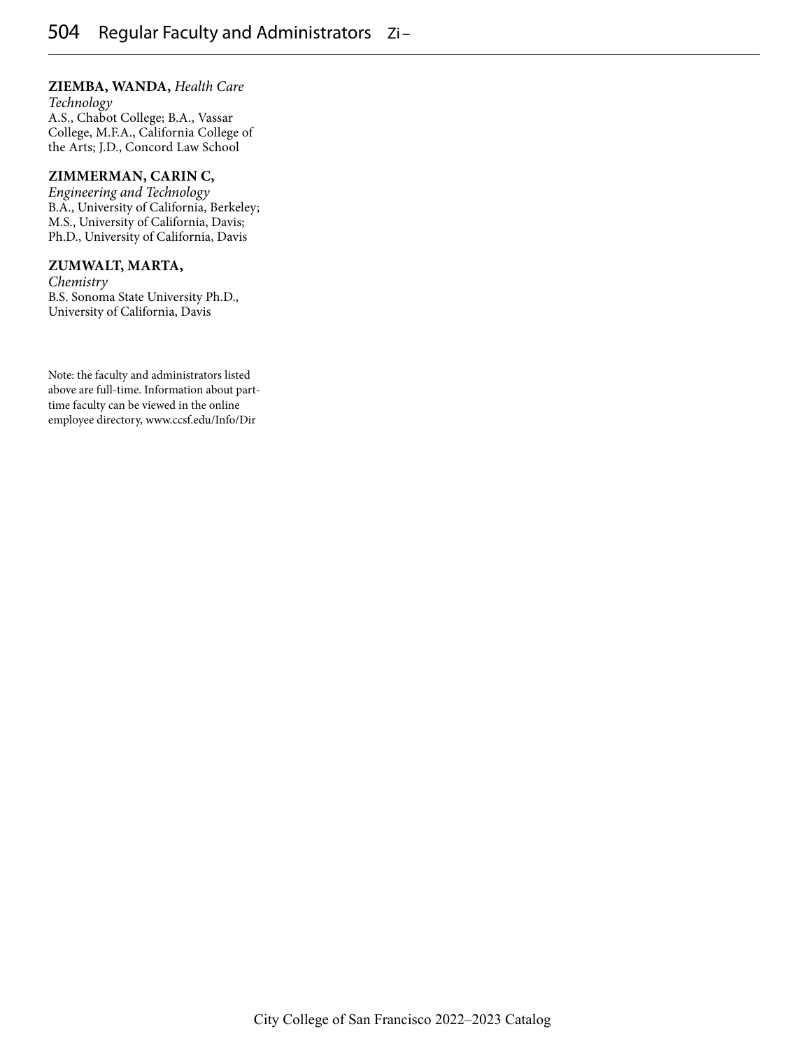**ZIEMBA, WANDA,** *Health Care Technology*
A.S., Chabot College; B.A., Vassar College, M.F.A., California College of the Arts; J.D., Concord Law School

**ZIMMERMAN, CARIN C,**
*Engineering and Technology*
B.A., University of California, Berkeley; M.S., University of California, Davis; Ph.D., University of California, Davis

**ZUMWALT, MARTA,**
*Chemistry*
B.S. Sonoma State University Ph.D., University of California, Davis

Note: the faculty and administrators listed above are full-time. Information about part-time faculty can be viewed in the online employee directory, www.ccsf.edu/Info/Dir